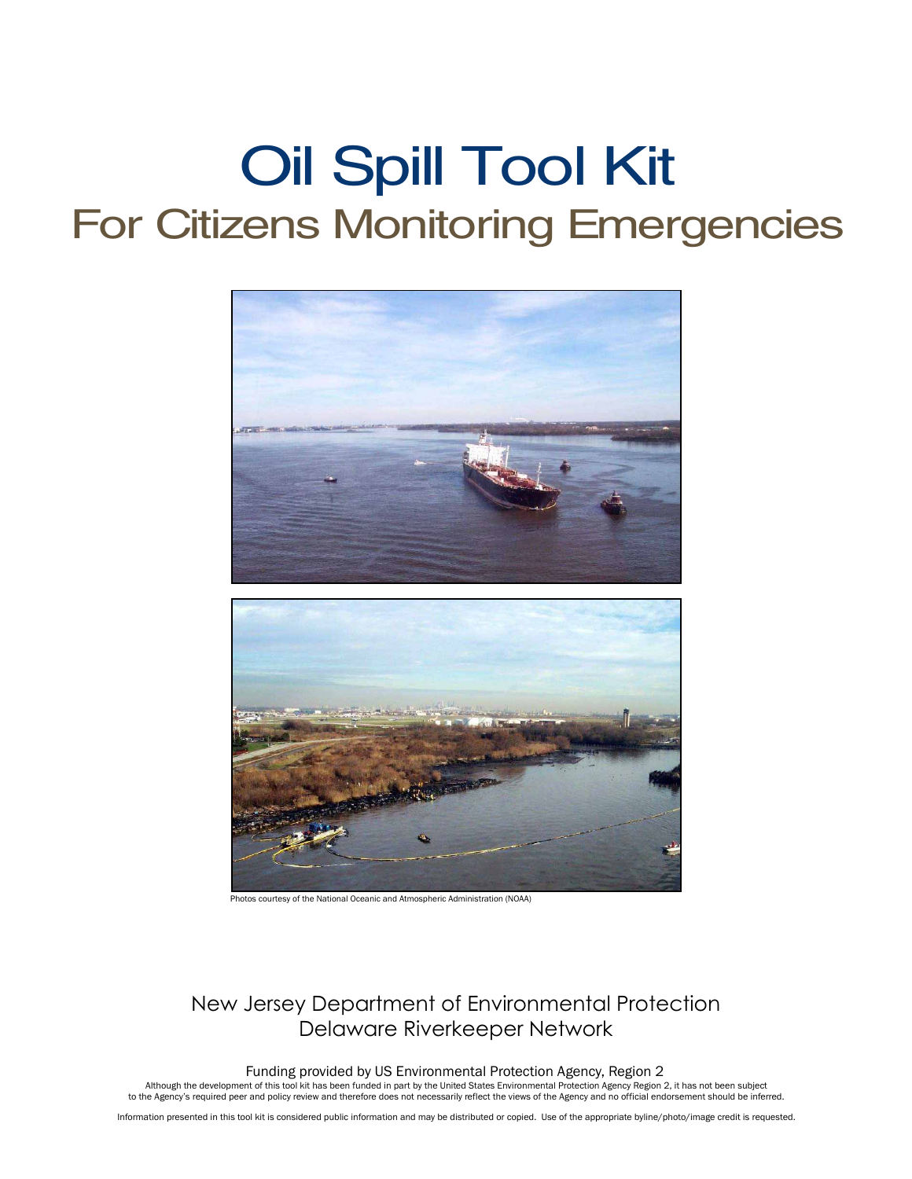# Oil Spill Tool Kit

## For Citizens Monitoring Emergencies

Photos courtesy of the National Oceanic and Atmospheric Administration (NOAA)

New Jersey Department of Environmental Protection
Delaware Riverkeeper Network

Funding provided by US Environmental Protection Agency, Region 2

Although the development of this tool kit has been funded in part by the United States Environmental Protection Agency Region 2, it has not been subject to the Agency's required peer and policy review and therefore does not necessarily reflect the views of the Agency and no official endorsement should be inferred.

Information presented in this tool kit is considered public information and may be distributed or copied. Use of the appropriate byline/photo/image credit is requested.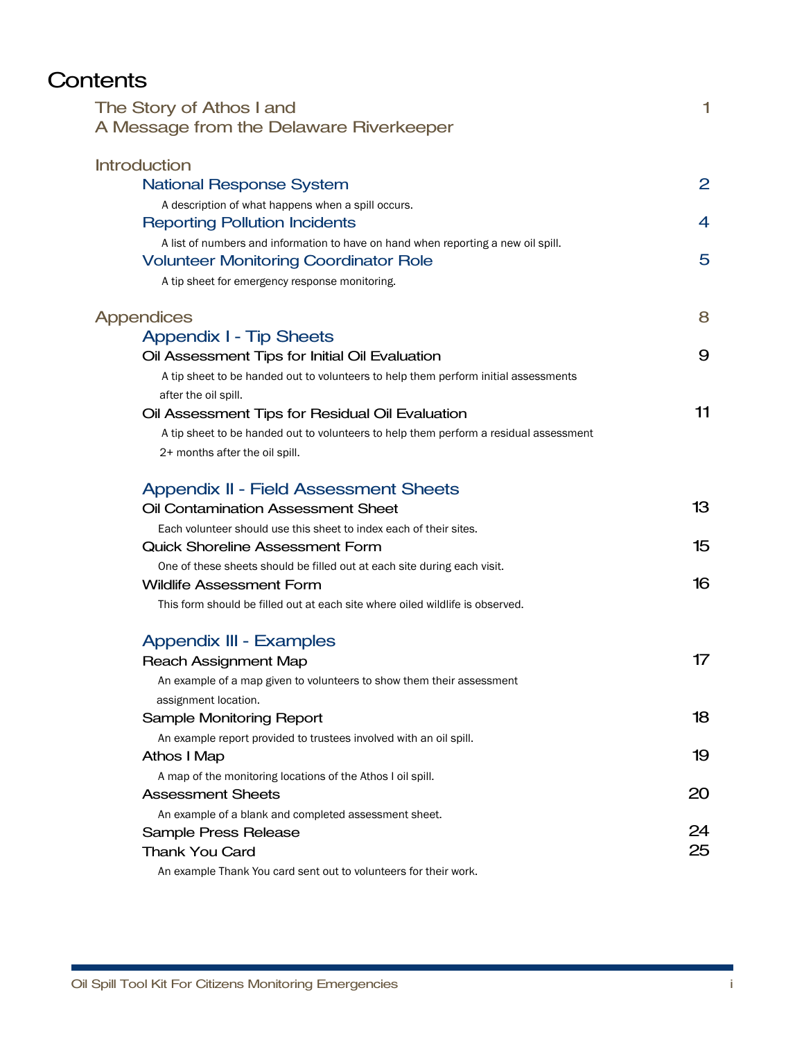# Contents

| | |
|---|---|
| **The Story of Athos I and A Message from the Delaware Riverkeeper** | 1 |
| **Introduction** | |
| National Response System | 2 |
| A description of what happens when a spill occurs. | |
| Reporting Pollution Incidents | 4 |
| A list of numbers and information to have on hand when reporting a new oil spill. | |
| Volunteer Monitoring Coordinator Role | 5 |
| A tip sheet for emergency response monitoring. | |
| **Appendices** | 8 |
| **Appendix I - Tip Sheets** | |
| Oil Assessment Tips for Initial Oil Evaluation | 9 |
| A tip sheet to be handed out to volunteers to help them perform initial assessments after the oil spill. | |
| Oil Assessment Tips for Residual Oil Evaluation | 11 |
| A tip sheet to be handed out to volunteers to help them perform a residual assessment 2+ months after the oil spill. | |
| **Appendix II - Field Assessment Sheets** | |
| Oil Contamination Assessment Sheet | 13 |
| Each volunteer should use this sheet to index each of their sites. | |
| Quick Shoreline Assessment Form | 15 |
| One of these sheets should be filled out at each site during each visit. | |
| Wildlife Assessment Form | 16 |
| This form should be filled out at each site where oiled wildlife is observed. | |
| **Appendix III - Examples** | |
| Reach Assignment Map | 17 |
| An example of a map given to volunteers to show them their assessment assignment location. | |
| Sample Monitoring Report | 18 |
| An example report provided to trustees involved with an oil spill. | |
| Athos I Map | 19 |
| A map of the monitoring locations of the Athos I oil spill. | |
| Assessment Sheets | 20 |
| An example of a blank and completed assessment sheet. | |
| Sample Press Release | 24 |
| Thank You Card | 25 |
| An example Thank You card sent out to volunteers for their work. | |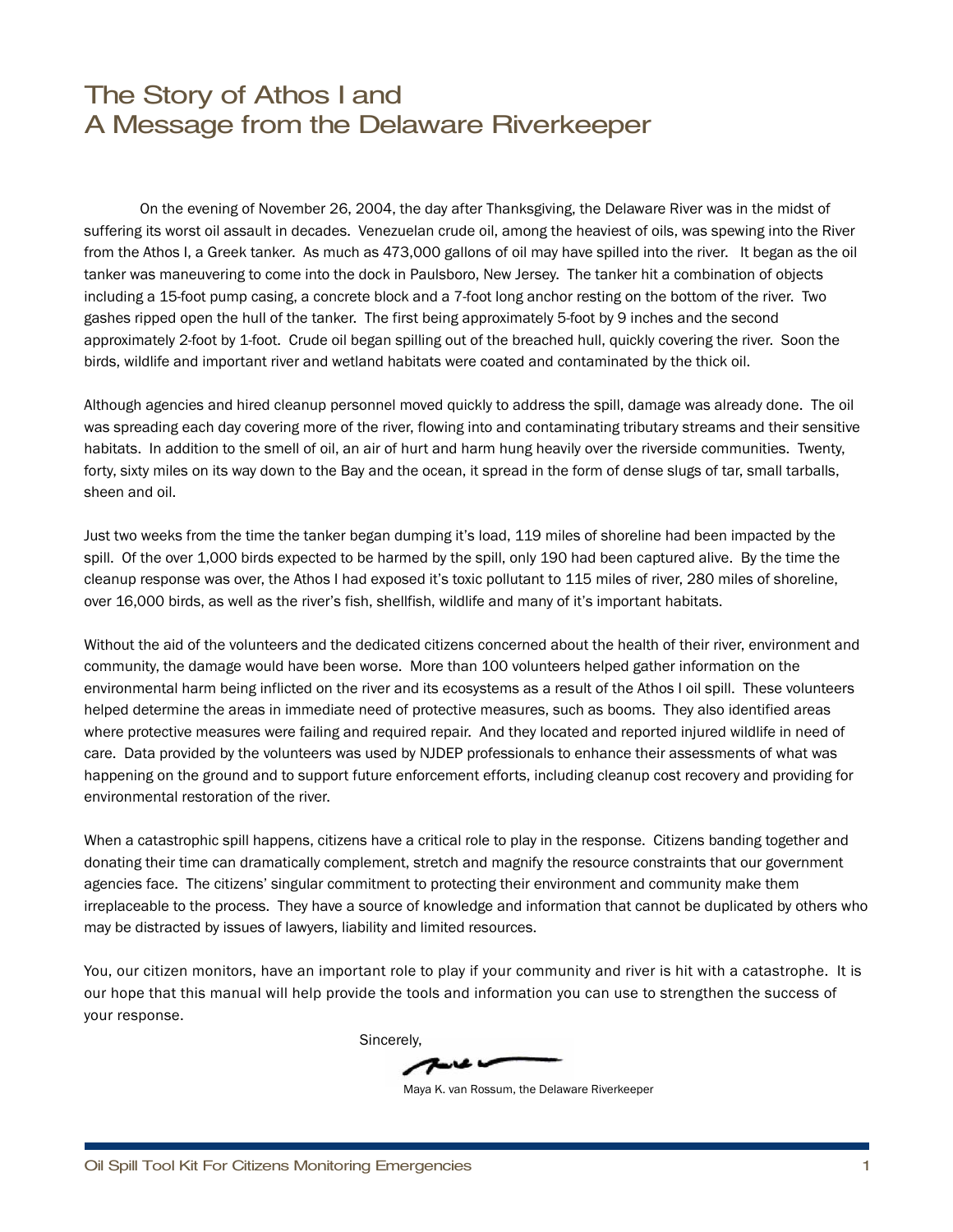# The Story of Athos I and A Message from the Delaware Riverkeeper

On the evening of November 26, 2004, the day after Thanksgiving, the Delaware River was in the midst of suffering its worst oil assault in decades. Venezuelan crude oil, among the heaviest of oils, was spewing into the River from the Athos I, a Greek tanker. As much as 473,000 gallons of oil may have spilled into the river. It began as the oil tanker was maneuvering to come into the dock in Paulsboro, New Jersey. The tanker hit a combination of objects including a 15-foot pump casing, a concrete block and a 7-foot long anchor resting on the bottom of the river. Two gashes ripped open the hull of the tanker. The first being approximately 5-foot by 9 inches and the second approximately 2-foot by 1-foot. Crude oil began spilling out of the breached hull, quickly covering the river. Soon the birds, wildlife and important river and wetland habitats were coated and contaminated by the thick oil.

Although agencies and hired cleanup personnel moved quickly to address the spill, damage was already done. The oil was spreading each day covering more of the river, flowing into and contaminating tributary streams and their sensitive habitats. In addition to the smell of oil, an air of hurt and harm hung heavily over the riverside communities. Twenty, forty, sixty miles on its way down to the Bay and the ocean, it spread in the form of dense slugs of tar, small tarballs, sheen and oil.

Just two weeks from the time the tanker began dumping it's load, 119 miles of shoreline had been impacted by the spill. Of the over 1,000 birds expected to be harmed by the spill, only 190 had been captured alive. By the time the cleanup response was over, the Athos I had exposed it's toxic pollutant to 115 miles of river, 280 miles of shoreline, over 16,000 birds, as well as the river's fish, shellfish, wildlife and many of it's important habitats.

Without the aid of the volunteers and the dedicated citizens concerned about the health of their river, environment and community, the damage would have been worse. More than 100 volunteers helped gather information on the environmental harm being inflicted on the river and its ecosystems as a result of the Athos I oil spill. These volunteers helped determine the areas in immediate need of protective measures, such as booms. They also identified areas where protective measures were failing and required repair. And they located and reported injured wildlife in need of care. Data provided by the volunteers was used by NJDEP professionals to enhance their assessments of what was happening on the ground and to support future enforcement efforts, including cleanup cost recovery and providing for environmental restoration of the river.

When a catastrophic spill happens, citizens have a critical role to play in the response. Citizens banding together and donating their time can dramatically complement, stretch and magnify the resource constraints that our government agencies face. The citizens' singular commitment to protecting their environment and community make them irreplaceable to the process. They have a source of knowledge and information that cannot be duplicated by others who may be distracted by issues of lawyers, liability and limited resources.

You, our citizen monitors, have an important role to play if your community and river is hit with a catastrophe. It is our hope that this manual will help provide the tools and information you can use to strengthen the success of your response.

Sincerely,

Maya K. van Rossum, the Delaware Riverkeeper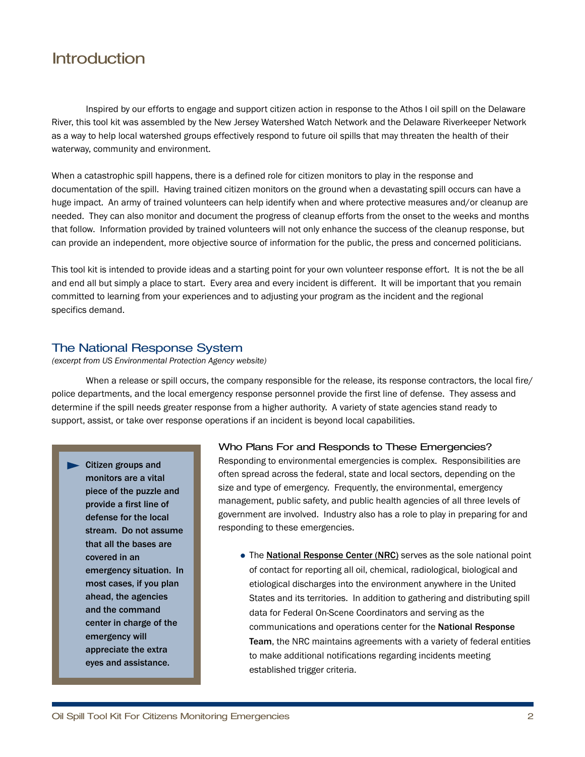# Introduction

Inspired by our efforts to engage and support citizen action in response to the Athos I oil spill on the Delaware River, this tool kit was assembled by the New Jersey Watershed Watch Network and the Delaware Riverkeeper Network as a way to help local watershed groups effectively respond to future oil spills that may threaten the health of their waterway, community and environment.

When a catastrophic spill happens, there is a defined role for citizen monitors to play in the response and documentation of the spill. Having trained citizen monitors on the ground when a devastating spill occurs can have a huge impact. An army of trained volunteers can help identify when and where protective measures and/or cleanup are needed. They can also monitor and document the progress of cleanup efforts from the onset to the weeks and months that follow. Information provided by trained volunteers will not only enhance the success of the cleanup response, but can provide an independent, more objective source of information for the public, the press and concerned politicians.

This tool kit is intended to provide ideas and a starting point for your own volunteer response effort. It is not the be all and end all but simply a place to start. Every area and every incident is different. It will be important that you remain committed to learning from your experiences and to adjusting your program as the incident and the regional specifics demand.

## The National Response System

*(excerpt from US Environmental Protection Agency website)*

When a release or spill occurs, the company responsible for the release, its response contractors, the local fire/police departments, and the local emergency response personnel provide the first line of defense. They assess and determine if the spill needs greater response from a higher authority. A variety of state agencies stand ready to support, assist, or take over response operations if an incident is beyond local capabilities.

> **Citizen groups and monitors are a vital piece of the puzzle and provide a first line of defense for the local stream. Do not assume that all the bases are covered in an emergency situation. In most cases, if you plan ahead, the agencies and the command center in charge of the emergency will appreciate the extra eyes and assistance.**

### Who Plans For and Responds to These Emergencies?

Responding to environmental emergencies is complex. Responsibilities are often spread across the federal, state and local sectors, depending on the size and type of emergency. Frequently, the environmental, emergency management, public safety, and public health agencies of all three levels of government are involved. Industry also has a role to play in preparing for and responding to these emergencies.

- The **National Response Center (NRC)** serves as the sole national point of contact for reporting all oil, chemical, radiological, biological and etiological discharges into the environment anywhere in the United States and its territories. In addition to gathering and distributing spill data for Federal On-Scene Coordinators and serving as the communications and operations center for the **National Response Team**, the NRC maintains agreements with a variety of federal entities to make additional notifications regarding incidents meeting established trigger criteria.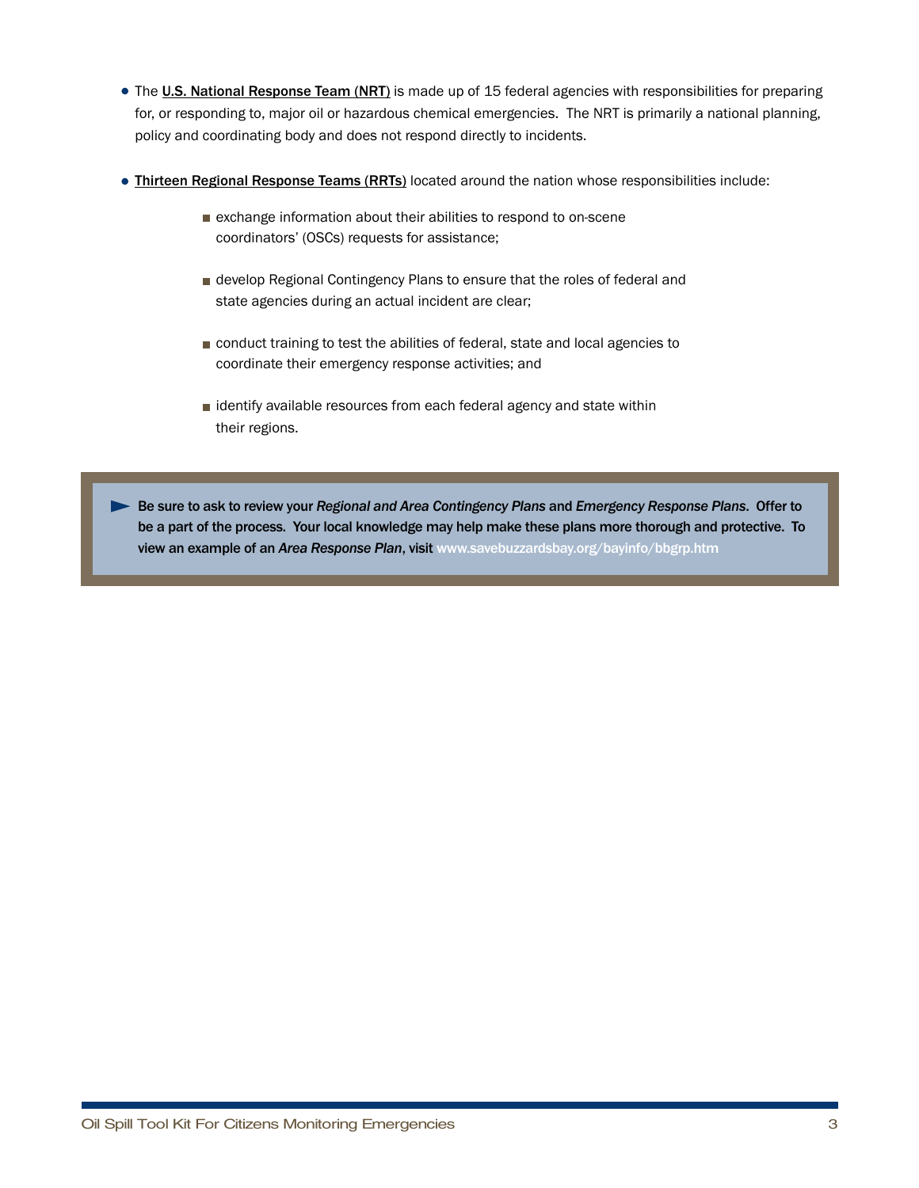- The **U.S. National Response Team (NRT)** is made up of 15 federal agencies with responsibilities for preparing for, or responding to, major oil or hazardous chemical emergencies. The NRT is primarily a national planning, policy and coordinating body and does not respond directly to incidents.

- **Thirteen Regional Response Teams (RRTs)** located around the nation whose responsibilities include:

  - exchange information about their abilities to respond to on-scene coordinators' (OSCs) requests for assistance;
  - develop Regional Contingency Plans to ensure that the roles of federal and state agencies during an actual incident are clear;
  - conduct training to test the abilities of federal, state and local agencies to coordinate their emergency response activities; and
  - identify available resources from each federal agency and state within their regions.

> **Be sure to ask to review your *Regional and Area Contingency Plans* and *Emergency Response Plans*. Offer to be a part of the process. Your local knowledge may help make these plans more thorough and protective. To view an example of an *Area Response Plan*, visit** www.savebuzzardsbay.org/bayinfo/bbgrp.htm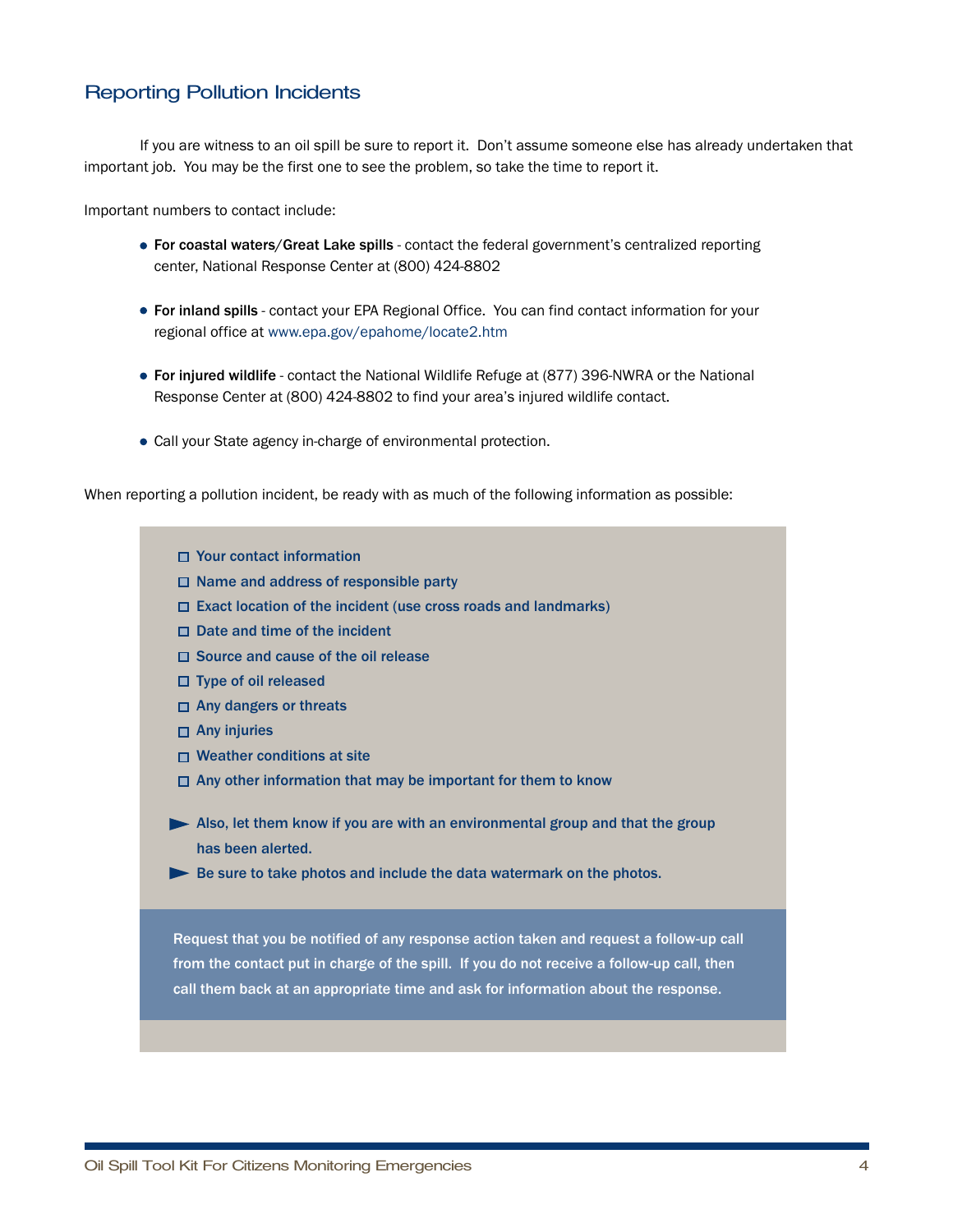## Reporting Pollution Incidents

If you are witness to an oil spill be sure to report it. Don't assume someone else has already undertaken that important job. You may be the first one to see the problem, so take the time to report it.

Important numbers to contact include:

- **For coastal waters/Great Lake spills** - contact the federal government's centralized reporting center, National Response Center at (800) 424-8802
- **For inland spills** - contact your EPA Regional Office. You can find contact information for your regional office at www.epa.gov/epahome/locate2.htm
- **For injured wildlife** - contact the National Wildlife Refuge at (877) 396-NWRA or the National Response Center at (800) 424-8802 to find your area's injured wildlife contact.
- Call your State agency in-charge of environmental protection.

When reporting a pollution incident, be ready with as much of the following information as possible:

- ☐ **Your contact information**
- ☐ **Name and address of responsible party**
- ☐ **Exact location of the incident (use cross roads and landmarks)**
- ☐ **Date and time of the incident**
- ☐ **Source and cause of the oil release**
- ☐ **Type of oil released**
- ☐ **Any dangers or threats**
- ☐ **Any injuries**
- ☐ **Weather conditions at site**
- ☐ **Any other information that may be important for them to know**

- **Also, let them know if you are with an environmental group and that the group has been alerted.**
- **Be sure to take photos and include the data watermark on the photos.**

**Request that you be notified of any response action taken and request a follow-up call from the contact put in charge of the spill. If you do not receive a follow-up call, then call them back at an appropriate time and ask for information about the response.**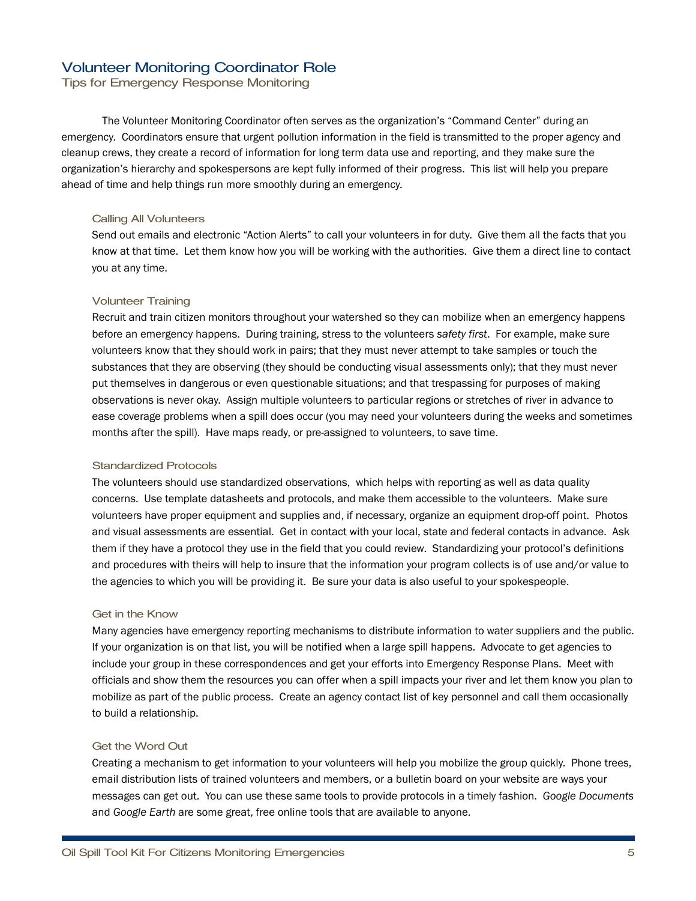## Volunteer Monitoring Coordinator Role

### Tips for Emergency Response Monitoring

The Volunteer Monitoring Coordinator often serves as the organization's "Command Center" during an emergency. Coordinators ensure that urgent pollution information in the field is transmitted to the proper agency and cleanup crews, they create a record of information for long term data use and reporting, and they make sure the organization's hierarchy and spokespersons are kept fully informed of their progress. This list will help you prepare ahead of time and help things run more smoothly during an emergency.

#### Calling All Volunteers

Send out emails and electronic "Action Alerts" to call your volunteers in for duty. Give them all the facts that you know at that time. Let them know how you will be working with the authorities. Give them a direct line to contact you at any time.

#### Volunteer Training

Recruit and train citizen monitors throughout your watershed so they can mobilize when an emergency happens before an emergency happens. During training, stress to the volunteers *safety first*. For example, make sure volunteers know that they should work in pairs; that they must never attempt to take samples or touch the substances that they are observing (they should be conducting visual assessments only); that they must never put themselves in dangerous or even questionable situations; and that trespassing for purposes of making observations is never okay. Assign multiple volunteers to particular regions or stretches of river in advance to ease coverage problems when a spill does occur (you may need your volunteers during the weeks and sometimes months after the spill). Have maps ready, or pre-assigned to volunteers, to save time.

#### Standardized Protocols

The volunteers should use standardized observations, which helps with reporting as well as data quality concerns. Use template datasheets and protocols, and make them accessible to the volunteers. Make sure volunteers have proper equipment and supplies and, if necessary, organize an equipment drop-off point. Photos and visual assessments are essential. Get in contact with your local, state and federal contacts in advance. Ask them if they have a protocol they use in the field that you could review. Standardizing your protocol's definitions and procedures with theirs will help to insure that the information your program collects is of use and/or value to the agencies to which you will be providing it. Be sure your data is also useful to your spokespeople.

#### Get in the Know

Many agencies have emergency reporting mechanisms to distribute information to water suppliers and the public. If your organization is on that list, you will be notified when a large spill happens. Advocate to get agencies to include your group in these correspondences and get your efforts into Emergency Response Plans. Meet with officials and show them the resources you can offer when a spill impacts your river and let them know you plan to mobilize as part of the public process. Create an agency contact list of key personnel and call them occasionally to build a relationship.

#### Get the Word Out

Creating a mechanism to get information to your volunteers will help you mobilize the group quickly. Phone trees, email distribution lists of trained volunteers and members, or a bulletin board on your website are ways your messages can get out. You can use these same tools to provide protocols in a timely fashion. *Google Documents* and *Google Earth* are some great, free online tools that are available to anyone.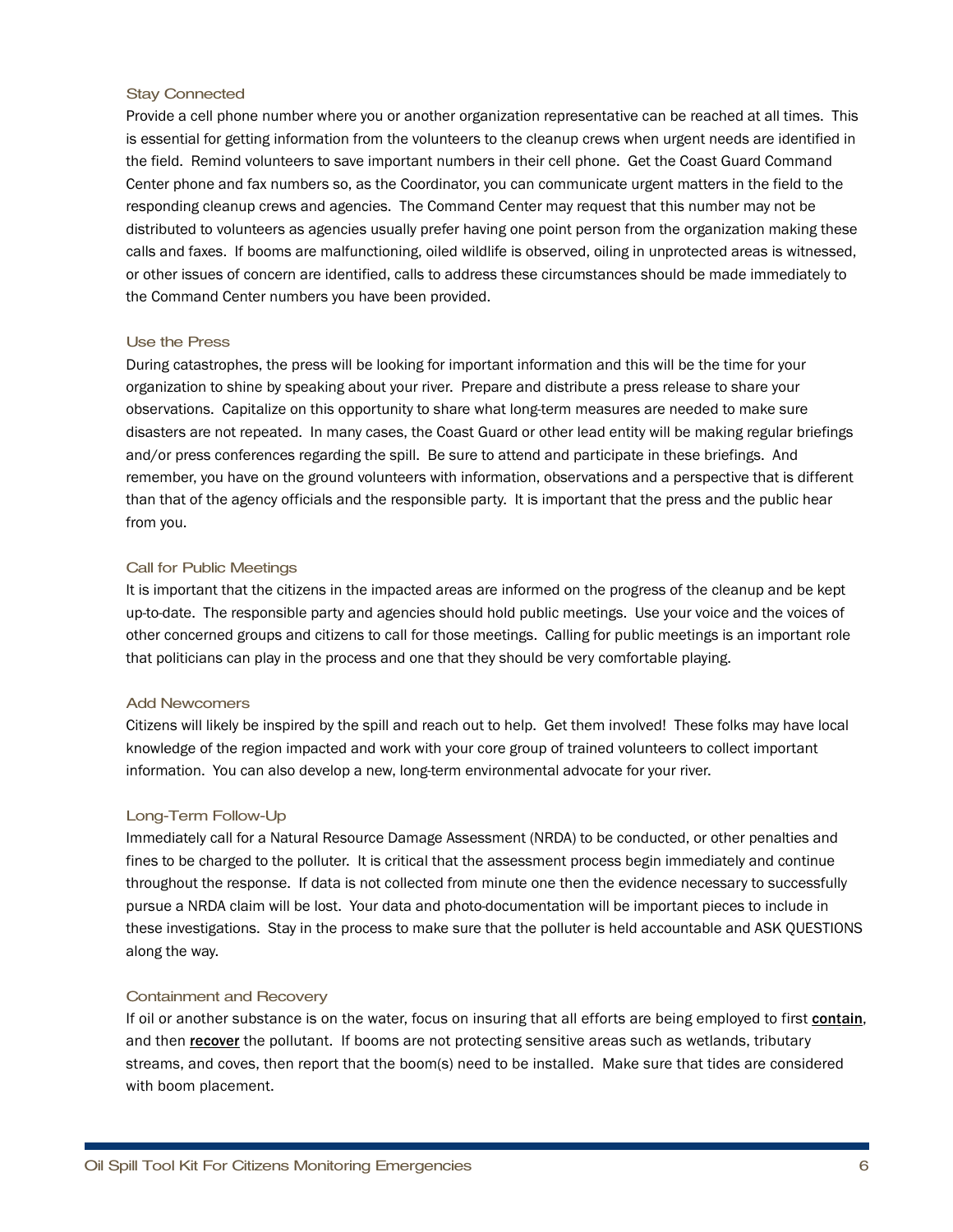### Stay Connected

Provide a cell phone number where you or another organization representative can be reached at all times. This is essential for getting information from the volunteers to the cleanup crews when urgent needs are identified in the field. Remind volunteers to save important numbers in their cell phone. Get the Coast Guard Command Center phone and fax numbers so, as the Coordinator, you can communicate urgent matters in the field to the responding cleanup crews and agencies. The Command Center may request that this number may not be distributed to volunteers as agencies usually prefer having one point person from the organization making these calls and faxes. If booms are malfunctioning, oiled wildlife is observed, oiling in unprotected areas is witnessed, or other issues of concern are identified, calls to address these circumstances should be made immediately to the Command Center numbers you have been provided.

### Use the Press

During catastrophes, the press will be looking for important information and this will be the time for your organization to shine by speaking about your river. Prepare and distribute a press release to share your observations. Capitalize on this opportunity to share what long-term measures are needed to make sure disasters are not repeated. In many cases, the Coast Guard or other lead entity will be making regular briefings and/or press conferences regarding the spill. Be sure to attend and participate in these briefings. And remember, you have on the ground volunteers with information, observations and a perspective that is different than that of the agency officials and the responsible party. It is important that the press and the public hear from you.

### Call for Public Meetings

It is important that the citizens in the impacted areas are informed on the progress of the cleanup and be kept up-to-date. The responsible party and agencies should hold public meetings. Use your voice and the voices of other concerned groups and citizens to call for those meetings. Calling for public meetings is an important role that politicians can play in the process and one that they should be very comfortable playing.

### Add Newcomers

Citizens will likely be inspired by the spill and reach out to help. Get them involved! These folks may have local knowledge of the region impacted and work with your core group of trained volunteers to collect important information. You can also develop a new, long-term environmental advocate for your river.

### Long-Term Follow-Up

Immediately call for a Natural Resource Damage Assessment (NRDA) to be conducted, or other penalties and fines to be charged to the polluter. It is critical that the assessment process begin immediately and continue throughout the response. If data is not collected from minute one then the evidence necessary to successfully pursue a NRDA claim will be lost. Your data and photo-documentation will be important pieces to include in these investigations. Stay in the process to make sure that the polluter is held accountable and ASK QUESTIONS along the way.

### Containment and Recovery

If oil or another substance is on the water, focus on insuring that all efforts are being employed to first **contain**, and then **recover** the pollutant. If booms are not protecting sensitive areas such as wetlands, tributary streams, and coves, then report that the boom(s) need to be installed. Make sure that tides are considered with boom placement.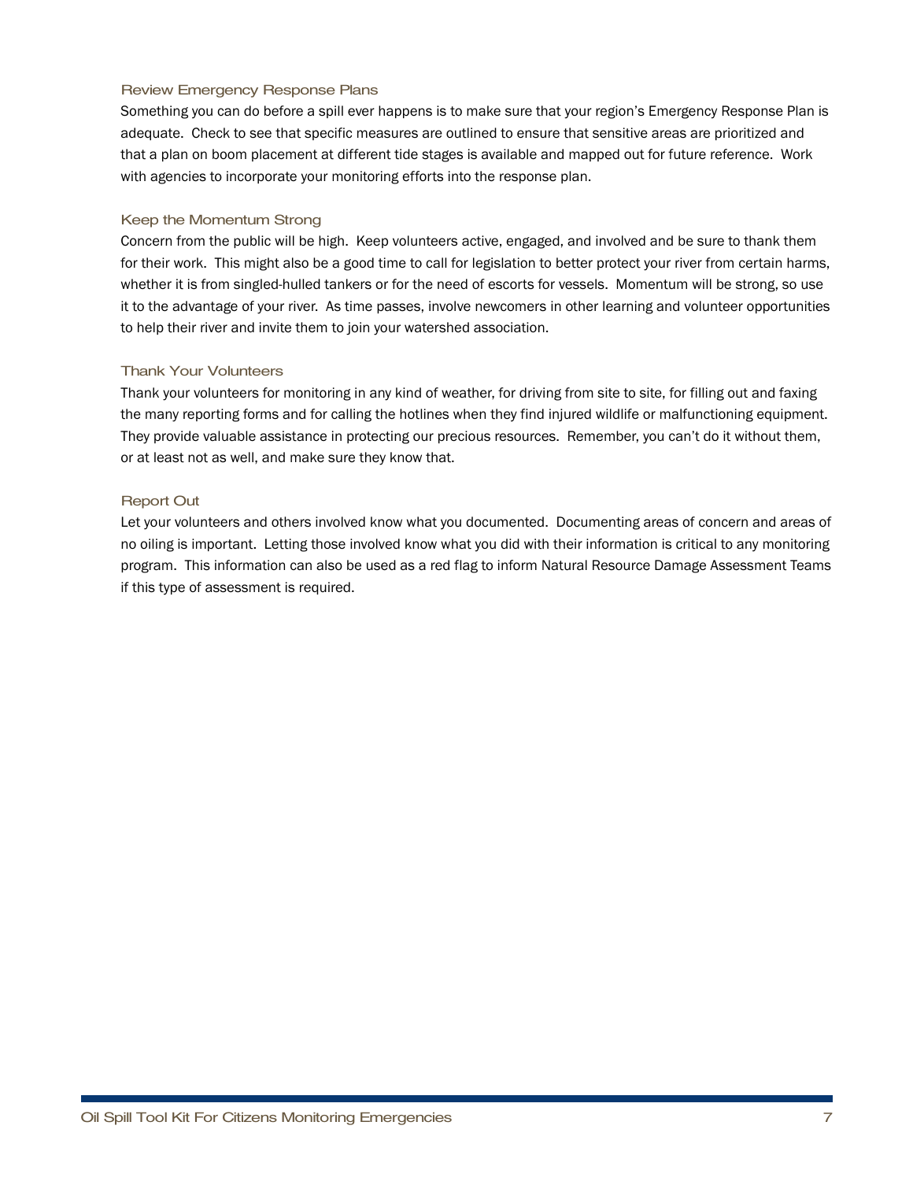### Review Emergency Response Plans

Something you can do before a spill ever happens is to make sure that your region's Emergency Response Plan is adequate. Check to see that specific measures are outlined to ensure that sensitive areas are prioritized and that a plan on boom placement at different tide stages is available and mapped out for future reference. Work with agencies to incorporate your monitoring efforts into the response plan.

### Keep the Momentum Strong

Concern from the public will be high. Keep volunteers active, engaged, and involved and be sure to thank them for their work. This might also be a good time to call for legislation to better protect your river from certain harms, whether it is from singled-hulled tankers or for the need of escorts for vessels. Momentum will be strong, so use it to the advantage of your river. As time passes, involve newcomers in other learning and volunteer opportunities to help their river and invite them to join your watershed association.

### Thank Your Volunteers

Thank your volunteers for monitoring in any kind of weather, for driving from site to site, for filling out and faxing the many reporting forms and for calling the hotlines when they find injured wildlife or malfunctioning equipment. They provide valuable assistance in protecting our precious resources. Remember, you can't do it without them, or at least not as well, and make sure they know that.

### Report Out

Let your volunteers and others involved know what you documented. Documenting areas of concern and areas of no oiling is important. Letting those involved know what you did with their information is critical to any monitoring program. This information can also be used as a red flag to inform Natural Resource Damage Assessment Teams if this type of assessment is required.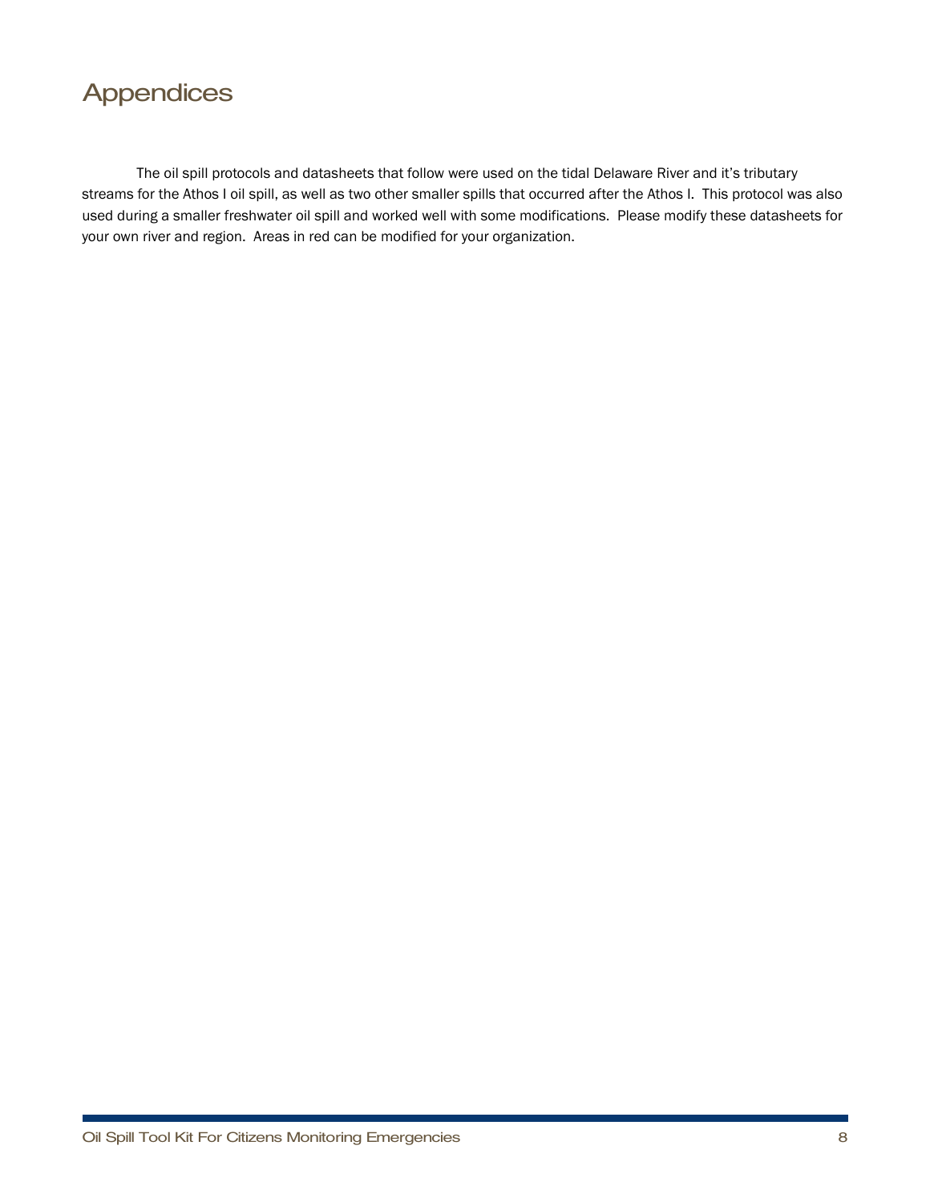# Appendices

The oil spill protocols and datasheets that follow were used on the tidal Delaware River and it's tributary streams for the Athos I oil spill, as well as two other smaller spills that occurred after the Athos I. This protocol was also used during a smaller freshwater oil spill and worked well with some modifications. Please modify these datasheets for your own river and region. Areas in red can be modified for your organization.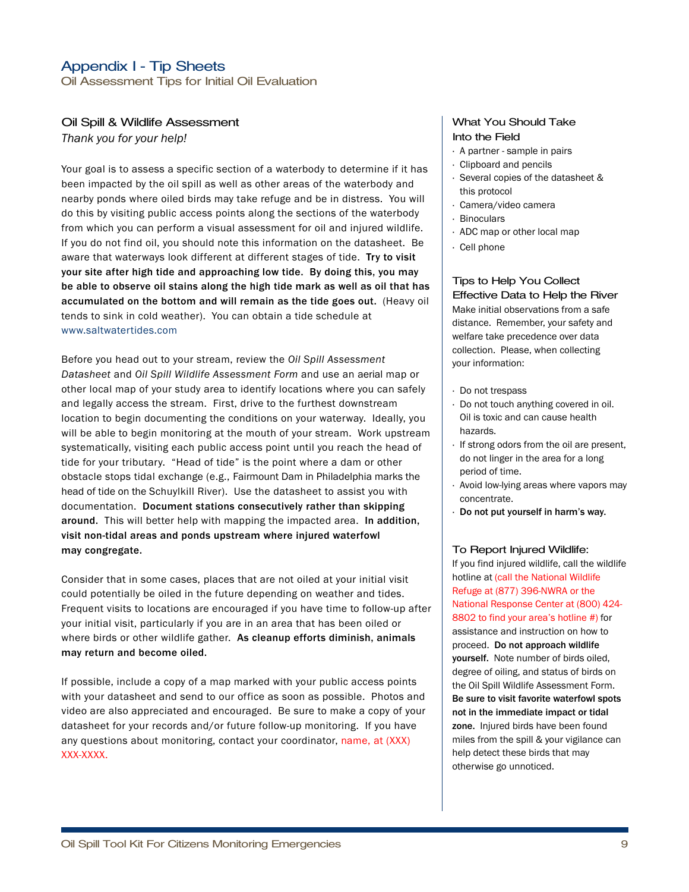# Appendix I - Tip Sheets

## Oil Assessment Tips for Initial Oil Evaluation

### Oil Spill & Wildlife Assessment

*Thank you for your help!*

Your goal is to assess a specific section of a waterbody to determine if it has been impacted by the oil spill as well as other areas of the waterbody and nearby ponds where oiled birds may take refuge and be in distress. You will do this by visiting public access points along the sections of the waterbody from which you can perform a visual assessment for oil and injured wildlife. If you do not find oil, you should note this information on the datasheet. Be aware that waterways look different at different stages of tide. **Try to visit your site after high tide and approaching low tide. By doing this, you may be able to observe oil stains along the high tide mark as well as oil that has accumulated on the bottom and will remain as the tide goes out.** (Heavy oil tends to sink in cold weather). You can obtain a tide schedule at www.saltwatertides.com

Before you head out to your stream, review the *Oil Spill Assessment Datasheet* and *Oil Spill Wildlife Assessment Form* and use an aerial map or other local map of your study area to identify locations where you can safely and legally access the stream. First, drive to the furthest downstream location to begin documenting the conditions on your waterway. Ideally, you will be able to begin monitoring at the mouth of your stream. Work upstream systematically, visiting each public access point until you reach the head of tide for your tributary. "Head of tide" is the point where a dam or other obstacle stops tidal exchange (e.g., Fairmount Dam in Philadelphia marks the head of tide on the Schuylkill River). Use the datasheet to assist you with documentation. **Document stations consecutively rather than skipping around.** This will better help with mapping the impacted area. **In addition, visit non-tidal areas and ponds upstream where injured waterfowl may congregate.**

Consider that in some cases, places that are not oiled at your initial visit could potentially be oiled in the future depending on weather and tides. Frequent visits to locations are encouraged if you have time to follow-up after your initial visit, particularly if you are in an area that has been oiled or where birds or other wildlife gather. **As cleanup efforts diminish, animals may return and become oiled.**

If possible, include a copy of a map marked with your public access points with your datasheet and send to our office as soon as possible. Photos and video are also appreciated and encouraged. Be sure to make a copy of your datasheet for your records and/or future follow-up monitoring. If you have any questions about monitoring, contact your coordinator, name, at (XXX) XXX-XXXX.

### What You Should Take Into the Field

- A partner - sample in pairs
- Clipboard and pencils
- Several copies of the datasheet & this protocol
- Camera/video camera
- Binoculars
- ADC map or other local map
- Cell phone

### Tips to Help You Collect Effective Data to Help the River

Make initial observations from a safe distance. Remember, your safety and welfare take precedence over data collection. Please, when collecting your information:

- Do not trespass
- Do not touch anything covered in oil. Oil is toxic and can cause health hazards.
- If strong odors from the oil are present, do not linger in the area for a long period of time.
- Avoid low-lying areas where vapors may concentrate.
- **Do not put yourself in harm's way.**

### To Report Injured Wildlife:

If you find injured wildlife, call the wildlife hotline at (call the National Wildlife Refuge at (877) 396-NWRA or the National Response Center at (800) 424-8802 to find your area's hotline #) for assistance and instruction on how to proceed. **Do not approach wildlife yourself.** Note number of birds oiled, degree of oiling, and status of birds on the Oil Spill Wildlife Assessment Form. **Be sure to visit favorite waterfowl spots not in the immediate impact or tidal zone.** Injured birds have been found miles from the spill & your vigilance can help detect these birds that may otherwise go unnoticed.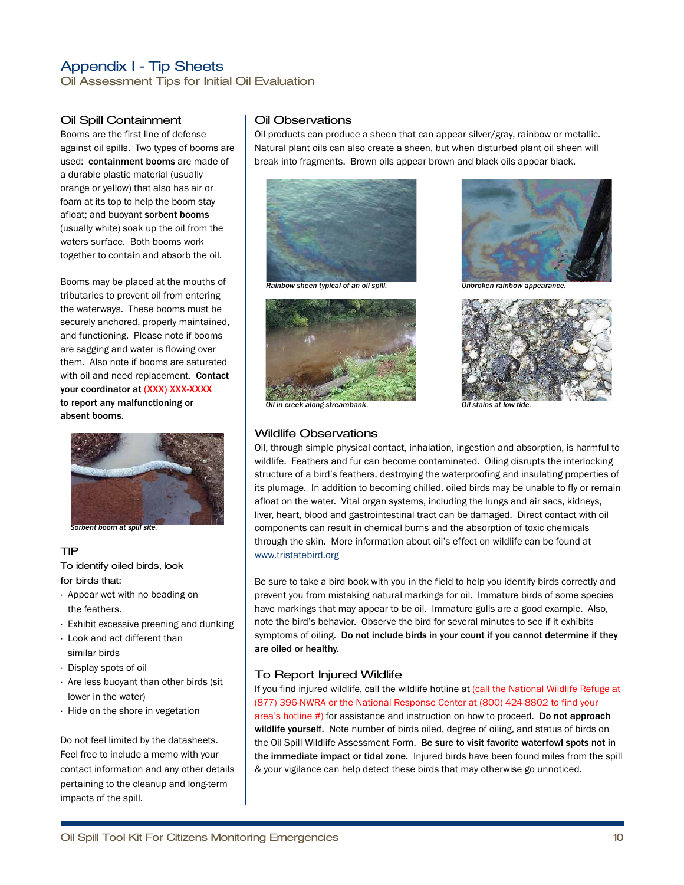# Appendix I - Tip Sheets

## Oil Assessment Tips for Initial Oil Evaluation

### Oil Spill Containment

Booms are the first line of defense against oil spills. Two types of booms are used: **containment booms** are made of a durable plastic material (usually orange or yellow) that also has air or foam at its top to help the boom stay afloat; and buoyant **sorbent booms** (usually white) soak up the oil from the waters surface. Both booms work together to contain and absorb the oil.

Booms may be placed at the mouths of tributaries to prevent oil from entering the waterways. These booms must be securely anchored, properly maintained, and functioning. Please note if booms are sagging and water is flowing over them. Also note if booms are saturated with oil and need replacement. **Contact your coordinator at (XXX) XXX-XXXX to report any malfunctioning or absent booms.**

*Sorbent boom at spill site.*

### TIP

To identify oiled birds, look for birds that:

- Appear wet with no beading on the feathers.
- Exhibit excessive preening and dunking
- Look and act different than similar birds
- Display spots of oil
- Are less buoyant than other birds (sit lower in the water)
- Hide on the shore in vegetation

Do not feel limited by the datasheets. Feel free to include a memo with your contact information and any other details pertaining to the cleanup and long-term impacts of the spill.

### Oil Observations

Oil products can produce a sheen that can appear silver/gray, rainbow or metallic. Natural plant oils can also create a sheen, but when disturbed plant oil sheen will break into fragments. Brown oils appear brown and black oils appear black.

*Rainbow sheen typical of an oil spill.*

*Unbroken rainbow appearance.*

*Oil in creek along streambank.*

*Oil stains at low tide.*

### Wildlife Observations

Oil, through simple physical contact, inhalation, ingestion and absorption, is harmful to wildlife. Feathers and fur can become contaminated. Oiling disrupts the interlocking structure of a bird's feathers, destroying the waterproofing and insulating properties of its plumage. In addition to becoming chilled, oiled birds may be unable to fly or remain afloat on the water. Vital organ systems, including the lungs and air sacs, kidneys, liver, heart, blood and gastrointestinal tract can be damaged. Direct contact with oil components can result in chemical burns and the absorption of toxic chemicals through the skin. More information about oil's effect on wildlife can be found at www.tristatebird.org

Be sure to take a bird book with you in the field to help you identify birds correctly and prevent you from mistaking natural markings for oil. Immature birds of some species have markings that may appear to be oil. Immature gulls are a good example. Also, note the bird's behavior. Observe the bird for several minutes to see if it exhibits symptoms of oiling. **Do not include birds in your count if you cannot determine if they are oiled or healthy.**

### To Report Injured Wildlife

If you find injured wildlife, call the wildlife hotline at (call the National Wildlife Refuge at (877) 396-NWRA or the National Response Center at (800) 424-8802 to find your area's hotline #) for assistance and instruction on how to proceed. **Do not approach wildlife yourself.** Note number of birds oiled, degree of oiling, and status of birds on the Oil Spill Wildlife Assessment Form. **Be sure to visit favorite waterfowl spots not in the immediate impact or tidal zone.** Injured birds have been found miles from the spill & your vigilance can help detect these birds that may otherwise go unnoticed.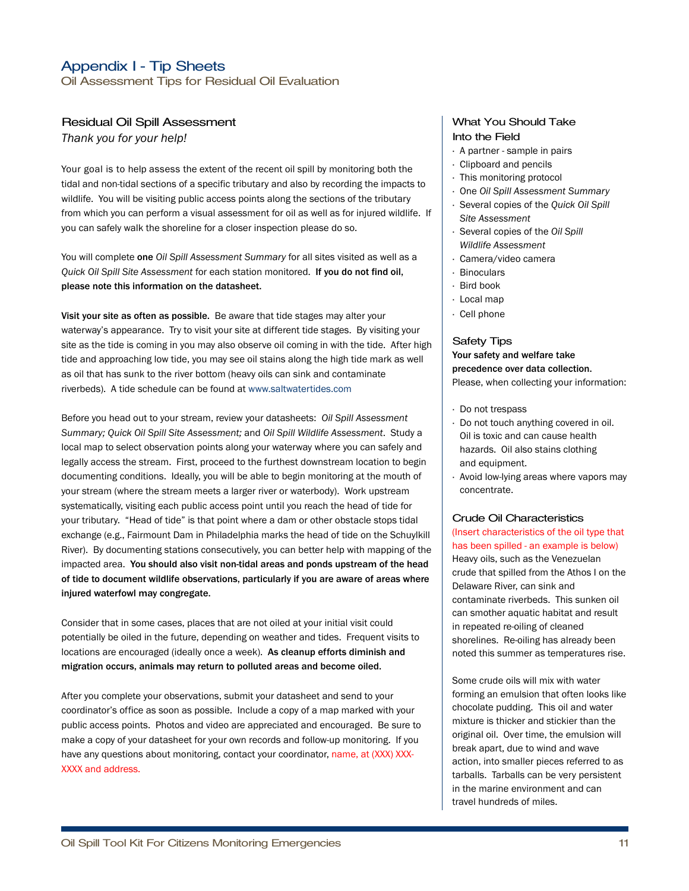# Appendix I - Tip Sheets

Oil Assessment Tips for Residual Oil Evaluation

## Residual Oil Spill Assessment

*Thank you for your help!*

Your goal is to help assess the extent of the recent oil spill by monitoring both the tidal and non-tidal sections of a specific tributary and also by recording the impacts to wildlife. You will be visiting public access points along the sections of the tributary from which you can perform a visual assessment for oil as well as for injured wildlife. If you can safely walk the shoreline for a closer inspection please do so.

You will complete **one** *Oil Spill Assessment Summary* for all sites visited as well as a *Quick Oil Spill Site Assessment* for each station monitored. **If you do not find oil, please note this information on the datasheet.**

**Visit your site as often as possible.** Be aware that tide stages may alter your waterway's appearance. Try to visit your site at different tide stages. By visiting your site as the tide is coming in you may also observe oil coming in with the tide. After high tide and approaching low tide, you may see oil stains along the high tide mark as well as oil that has sunk to the river bottom (heavy oils can sink and contaminate riverbeds). A tide schedule can be found at www.saltwatertides.com

Before you head out to your stream, review your datasheets: *Oil Spill Assessment Summary; Quick Oil Spill Site Assessment;* and *Oil Spill Wildlife Assessment*. Study a local map to select observation points along your waterway where you can safely and legally access the stream. First, proceed to the furthest downstream location to begin documenting conditions. Ideally, you will be able to begin monitoring at the mouth of your stream (where the stream meets a larger river or waterbody). Work upstream systematically, visiting each public access point until you reach the head of tide for your tributary. "Head of tide" is that point where a dam or other obstacle stops tidal exchange (e.g., Fairmount Dam in Philadelphia marks the head of tide on the Schuylkill River). By documenting stations consecutively, you can better help with mapping of the impacted area. **You should also visit non-tidal areas and ponds upstream of the head of tide to document wildlife observations, particularly if you are aware of areas where injured waterfowl may congregate.**

Consider that in some cases, places that are not oiled at your initial visit could potentially be oiled in the future, depending on weather and tides. Frequent visits to locations are encouraged (ideally once a week). **As cleanup efforts diminish and migration occurs, animals may return to polluted areas and become oiled.**

After you complete your observations, submit your datasheet and send to your coordinator's office as soon as possible. Include a copy of a map marked with your public access points. Photos and video are appreciated and encouraged. Be sure to make a copy of your datasheet for your own records and follow-up monitoring. If you have any questions about monitoring, contact your coordinator, name, at (XXX) XXX-XXXX and address.

## What You Should Take Into the Field

- A partner - sample in pairs
- Clipboard and pencils
- This monitoring protocol
- One *Oil Spill Assessment Summary*
- Several copies of the *Quick Oil Spill Site Assessment*
- Several copies of the *Oil Spill Wildlife Assessment*
- Camera/video camera
- Binoculars
- Bird book
- Local map
- Cell phone

## Safety Tips

**Your safety and welfare take precedence over data collection.**
Please, when collecting your information:

- Do not trespass
- Do not touch anything covered in oil. Oil is toxic and can cause health hazards. Oil also stains clothing and equipment.
- Avoid low-lying areas where vapors may concentrate.

## Crude Oil Characteristics

(Insert characteristics of the oil type that has been spilled - an example is below)

Heavy oils, such as the Venezuelan crude that spilled from the Athos I on the Delaware River, can sink and contaminate riverbeds. This sunken oil can smother aquatic habitat and result in repeated re-oiling of cleaned shorelines. Re-oiling has already been noted this summer as temperatures rise.

Some crude oils will mix with water forming an emulsion that often looks like chocolate pudding. This oil and water mixture is thicker and stickier than the original oil. Over time, the emulsion will break apart, due to wind and wave action, into smaller pieces referred to as tarballs. Tarballs can be very persistent in the marine environment and can travel hundreds of miles.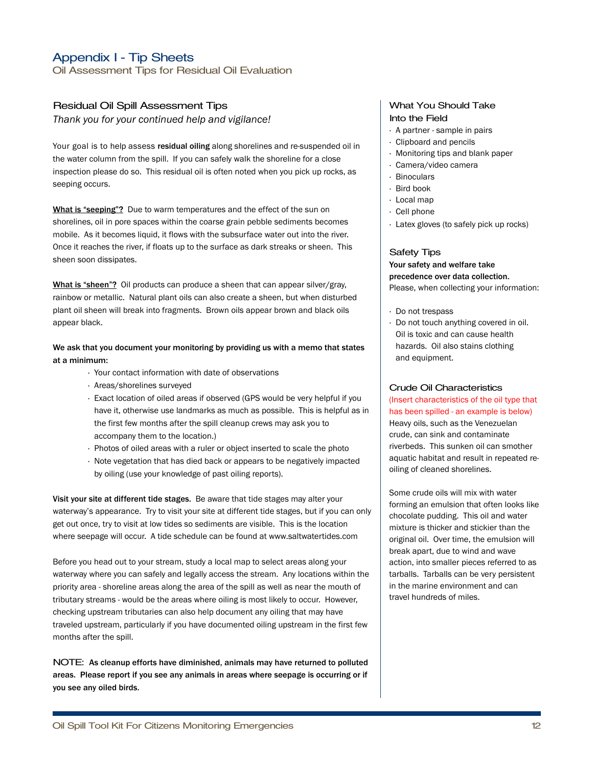# Appendix I - Tip Sheets

## Oil Assessment Tips for Residual Oil Evaluation

### Residual Oil Spill Assessment Tips

*Thank you for your continued help and vigilance!*

Your goal is to help assess **residual oiling** along shorelines and re-suspended oil in the water column from the spill. If you can safely walk the shoreline for a close inspection please do so. This residual oil is often noted when you pick up rocks, as seeping occurs.

**What is "seeping"?** Due to warm temperatures and the effect of the sun on shorelines, oil in pore spaces within the coarse grain pebble sediments becomes mobile. As it becomes liquid, it flows with the subsurface water out into the river. Once it reaches the river, if floats up to the surface as dark streaks or sheen. This sheen soon dissipates.

**What is "sheen"?** Oil products can produce a sheen that can appear silver/gray, rainbow or metallic. Natural plant oils can also create a sheen, but when disturbed plant oil sheen will break into fragments. Brown oils appear brown and black oils appear black.

**We ask that you document your monitoring by providing us with a memo that states at a minimum:**

- Your contact information with date of observations
- Areas/shorelines surveyed
- Exact location of oiled areas if observed (GPS would be very helpful if you have it, otherwise use landmarks as much as possible. This is helpful as in the first few months after the spill cleanup crews may ask you to accompany them to the location.)
- Photos of oiled areas with a ruler or object inserted to scale the photo
- Note vegetation that has died back or appears to be negatively impacted by oiling (use your knowledge of past oiling reports).

**Visit your site at different tide stages.** Be aware that tide stages may alter your waterway's appearance. Try to visit your site at different tide stages, but if you can only get out once, try to visit at low tides so sediments are visible. This is the location where seepage will occur. A tide schedule can be found at www.saltwatertides.com

Before you head out to your stream, study a local map to select areas along your waterway where you can safely and legally access the stream. Any locations within the priority area - shoreline areas along the area of the spill as well as near the mouth of tributary streams - would be the areas where oiling is most likely to occur. However, checking upstream tributaries can also help document any oiling that may have traveled upstream, particularly if you have documented oiling upstream in the first few months after the spill.

NOTE: **As cleanup efforts have diminished, animals may have returned to polluted areas. Please report if you see any animals in areas where seepage is occurring or if you see any oiled birds.**

### What You Should Take Into the Field

- A partner - sample in pairs
- Clipboard and pencils
- Monitoring tips and blank paper
- Camera/video camera
- Binoculars
- Bird book
- Local map
- Cell phone
- Latex gloves (to safely pick up rocks)

### Safety Tips

**Your safety and welfare take precedence over data collection.**
Please, when collecting your information:

- Do not trespass
- Do not touch anything covered in oil. Oil is toxic and can cause health hazards. Oil also stains clothing and equipment.

### Crude Oil Characteristics

(Insert characteristics of the oil type that has been spilled - an example is below)

Heavy oils, such as the Venezuelan crude, can sink and contaminate riverbeds. This sunken oil can smother aquatic habitat and result in repeated re-oiling of cleaned shorelines.

Some crude oils will mix with water forming an emulsion that often looks like chocolate pudding. This oil and water mixture is thicker and stickier than the original oil. Over time, the emulsion will break apart, due to wind and wave action, into smaller pieces referred to as tarballs. Tarballs can be very persistent in the marine environment and can travel hundreds of miles.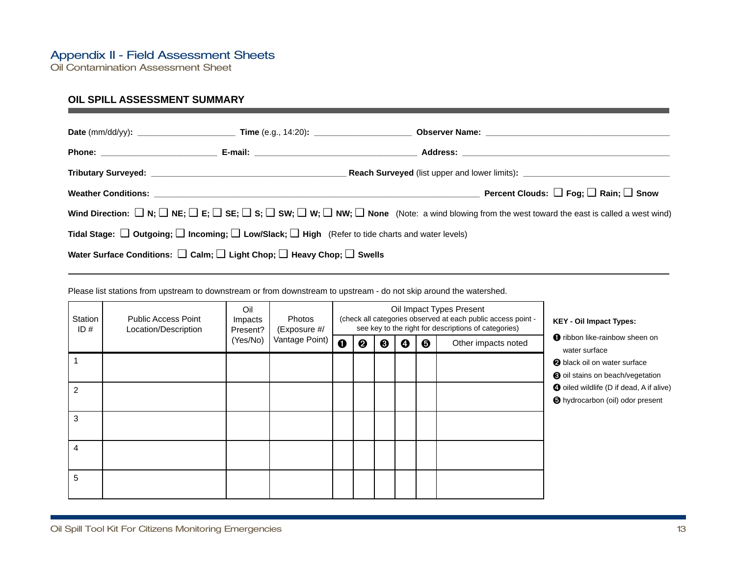# Appendix II - Field Assessment Sheets

Oil Contamination Assessment Sheet

## OIL SPILL ASSESSMENT SUMMARY

**Date** (mm/dd/yy)**:** ____________________ **Time** (e.g., 14:20)**:** ____________________ **Observer Name:** ________________________________________

**Phone:** ________________________ **E-mail:** _________________________________ **Address:** ___________________________________________

**Tributary Surveyed:** ________________________________________ **Reach Surveyed** (list upper and lower limits)**:** ______________________________

**Weather Conditions:** ________________________________________________________________ **Percent Clouds:** ❑ **Fog;** ❑ **Rain;** ❑ **Snow**

**Wind Direction:** ❑ **N;** ❑ **NE;** ❑ **E;** ❑ **SE;** ❑ **S;** ❑ **SW;** ❑ **W;** ❑ **NW;** ❑ **None** (Note: a wind blowing from the west toward the east is called a west wind)

**Tidal Stage:** ❑ **Outgoing;** ❑ **Incoming;** ❑ **Low/Slack;** ❑ **High** (Refer to tide charts and water levels)

**Water Surface Conditions:** ❑ **Calm;** ❑ **Light Chop;** ❑ **Heavy Chop;** ❑ **Swells**

Please list stations from upstream to downstream or from downstream to upstream - do not skip around the watershed.

| Station ID # | Public Access Point Location/Description | Oil Impacts Present? (Yes/No) | Photos (Exposure #/ Vantage Point) | Oil Impact Types Present (check all categories observed at each public access point - see key to the right for descriptions of categories) | | | | | |
|---|---|---|---|---|---|---|---|---|---|
| | | | | ❶ | ❷ | ❸ | ❹ | ❺ | Other impacts noted |
| 1 | | | | | | | | | |
| 2 | | | | | | | | | |
| 3 | | | | | | | | | |
| 4 | | | | | | | | | |
| 5 | | | | | | | | | |

**KEY - Oil Impact Types:**

❶ ribbon like-rainbow sheen on water surface

❷ black oil on water surface

❸ oil stains on beach/vegetation

❹ oiled wildlife (D if dead, A if alive)

❺ hydrocarbon (oil) odor present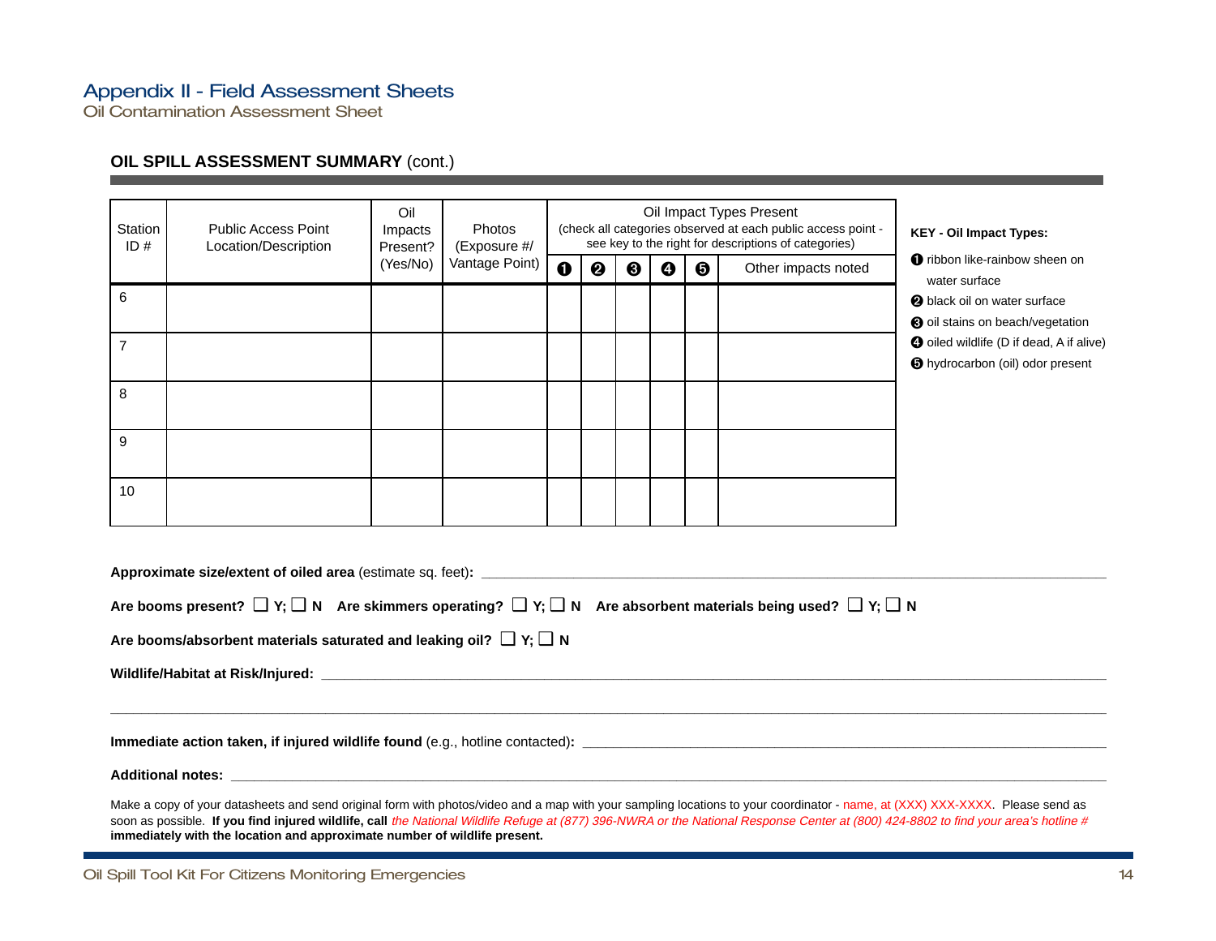# Appendix II - Field Assessment Sheets

## Oil Contamination Assessment Sheet

### OIL SPILL ASSESSMENT SUMMARY (cont.)

| Station ID # | Public Access Point Location/Description | Oil Impacts Present? (Yes/No) | Photos (Exposure #/ Vantage Point) | Oil Impact Types Present (check all categories observed at each public access point - see key to the right for descriptions of categories) | | | | | |
|---|---|---|---|---|---|---|---|---|---|
| | | | | ❶ | ❷ | ❸ | ❹ | ❺ | Other impacts noted |
| 6 | | | | | | | | | |
| 7 | | | | | | | | | |
| 8 | | | | | | | | | |
| 9 | | | | | | | | | |
| 10 | | | | | | | | | |

**KEY - Oil Impact Types:**

❶ ribbon like-rainbow sheen on water surface
❷ black oil on water surface
❸ oil stains on beach/vegetation
❹ oiled wildlife (D if dead, A if alive)
❺ hydrocarbon (oil) odor present

**Approximate size/extent of oiled area** (estimate sq. feet)**:** ______________________________

**Are booms present?** ❑ **Y;** ❑ **N** **Are skimmers operating?** ❑ **Y;** ❑ **N** **Are absorbent materials being used?** ❑ **Y;** ❑ **N**

**Are booms/absorbent materials saturated and leaking oil?** ❑ **Y;** ❑ **N**

**Wildlife/Habitat at Risk/Injured:** ______________________________

______________________________

**Immediate action taken, if injured wildlife found** (e.g., hotline contacted)**:** ______________________________

**Additional notes:** ______________________________

Make a copy of your datasheets and send original form with photos/video and a map with your sampling locations to your coordinator - name, at (XXX) XXX-XXXX. Please send as soon as possible. **If you find injured wildlife, call** *the National Wildlife Refuge at (877) 396-NWRA or the National Response Center at (800) 424-8802 to find your area's hotline #* **immediately with the location and approximate number of wildlife present.**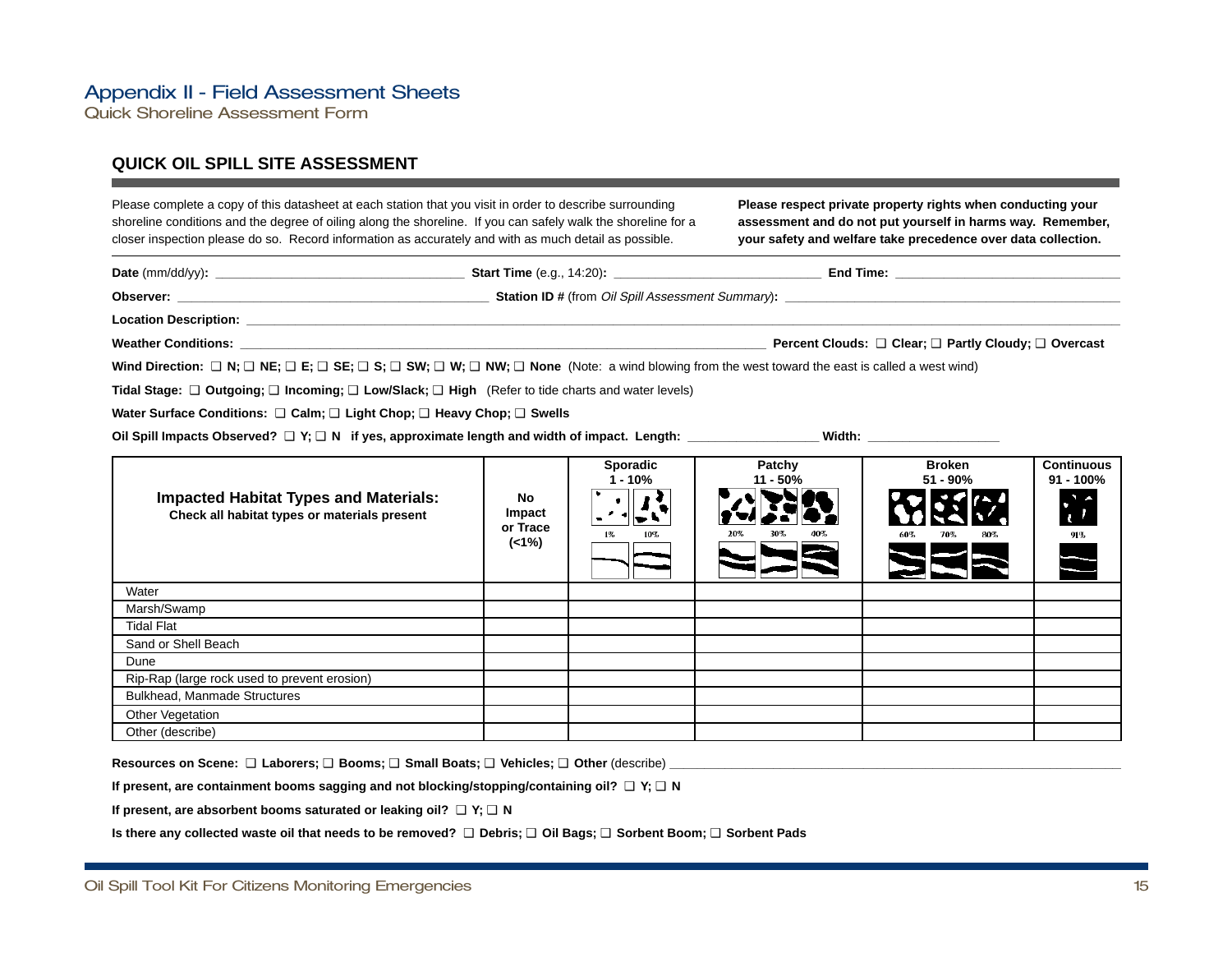# Appendix II - Field Assessment Sheets

Quick Shoreline Assessment Form

## QUICK OIL SPILL SITE ASSESSMENT

Please complete a copy of this datasheet at each station that you visit in order to describe surrounding shoreline conditions and the degree of oiling along the shoreline. If you can safely walk the shoreline for a closer inspection please do so. Record information as accurately and with as much detail as possible.

**Please respect private property rights when conducting your assessment and do not put yourself in harms way. Remember, your safety and welfare take precedence over data collection.**

**Date** (mm/dd/yy)**:** ____________________ **Start Time** (e.g., 14:20)**:** ____________________ **End Time:** ____________________

**Observer:** ____________________ **Station ID #** (from *Oil Spill Assessment Summary*)**:** ____________________

**Location Description:** ________________________________________

**Weather Conditions:** ________________________________________ **Percent Clouds: ❑ Clear; ❑ Partly Cloudy; ❑ Overcast**

**Wind Direction: ❑ N; ❑ NE; ❑ E; ❑ SE; ❑ S; ❑ SW; ❑ W; ❑ NW; ❑ None** (Note: a wind blowing from the west toward the east is called a west wind)

**Tidal Stage: ❑ Outgoing; ❑ Incoming; ❑ Low/Slack; ❑ High** (Refer to tide charts and water levels)

**Water Surface Conditions: ❑ Calm; ❑ Light Chop; ❑ Heavy Chop; ❑ Swells**

**Oil Spill Impacts Observed? ❑ Y; ❑ N if yes, approximate length and width of impact. Length:** ____________________ **Width:** ____________________

| **Impacted Habitat Types and Materials:** Check all habitat types or materials present | **No Impact or Trace (<1%)** | **Sporadic 1 - 10%** (1%, 10%) | **Patchy 11 - 50%** (20%, 30%, 40%) | **Broken 51 - 90%** (60%, 70%, 80%) | **Continuous 91 - 100%** (91%) |
|---|---|---|---|---|---|
| Water | | | | | |
| Marsh/Swamp | | | | | |
| Tidal Flat | | | | | |
| Sand or Shell Beach | | | | | |
| Dune | | | | | |
| Rip-Rap (large rock used to prevent erosion) | | | | | |
| Bulkhead, Manmade Structures | | | | | |
| Other Vegetation | | | | | |
| Other (describe) | | | | | |

**Resources on Scene: ❑ Laborers; ❑ Booms; ❑ Small Boats; ❑ Vehicles; ❑ Other** (describe) ________________________________________

**If present, are containment booms sagging and not blocking/stopping/containing oil? ❑ Y; ❑ N**

**If present, are absorbent booms saturated or leaking oil? ❑ Y; ❑ N**

**Is there any collected waste oil that needs to be removed? ❑ Debris; ❑ Oil Bags; ❑ Sorbent Boom; ❑ Sorbent Pads**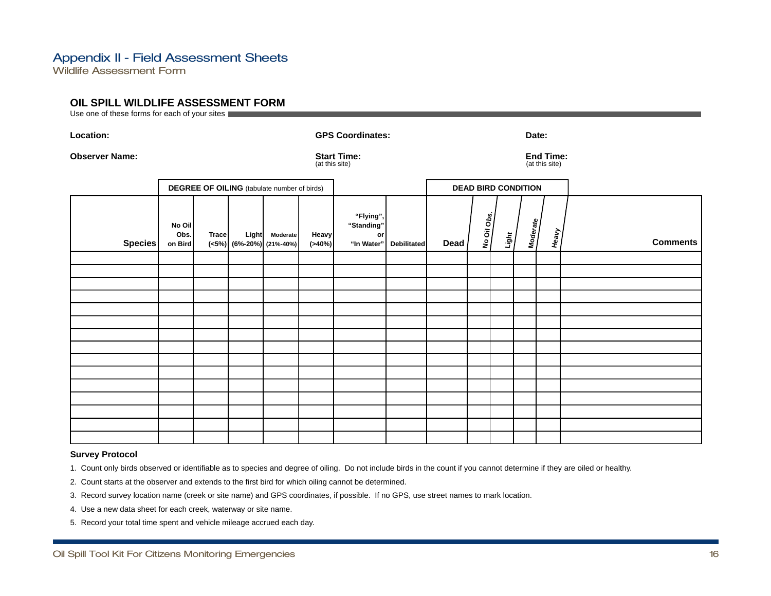# Appendix II - Field Assessment Sheets

## Wildlife Assessment Form

### OIL SPILL WILDLIFE ASSESSMENT FORM

Use one of these forms for each of your sites

**Location:** **GPS Coordinates:** **Date:**

**Observer Name:** **Start Time:** (at this site) **End Time:** (at this site)

| | DEGREE OF OILING (tabulate number of birds) | | | | | | | DEAD BIRD CONDITION | | | | | |
|---|---|---|---|---|---|---|---|---|---|---|---|---|---|
| **Species** | **No Oil Obs. on Bird** | **Trace (<5%)** | **Light (6%-20%)** | **Moderate (21%-40%)** | **Heavy (>40%)** | **"Flying", "Standing" or "In Water"** | **Debilitated** | **Dead** | ***No Oil Obs.*** | ***Light*** | ***Moderate*** | ***Heavy*** | **Comments** |
| | | | | | | | | | | | | | |
| | | | | | | | | | | | | | |
| | | | | | | | | | | | | | |
| | | | | | | | | | | | | | |
| | | | | | | | | | | | | | |
| | | | | | | | | | | | | | |
| | | | | | | | | | | | | | |
| | | | | | | | | | | | | | |
| | | | | | | | | | | | | | |
| | | | | | | | | | | | | | |
| | | | | | | | | | | | | | |
| | | | | | | | | | | | | | |
| | | | | | | | | | | | | | |
| | | | | | | | | | | | | | |
| | | | | | | | | | | | | | |

**Survey Protocol**

1. Count only birds observed or identifiable as to species and degree of oiling. Do not include birds in the count if you cannot determine if they are oiled or healthy.
2. Count starts at the observer and extends to the first bird for which oiling cannot be determined.
3. Record survey location name (creek or site name) and GPS coordinates, if possible. If no GPS, use street names to mark location.
4. Use a new data sheet for each creek, waterway or site name.
5. Record your total time spent and vehicle mileage accrued each day.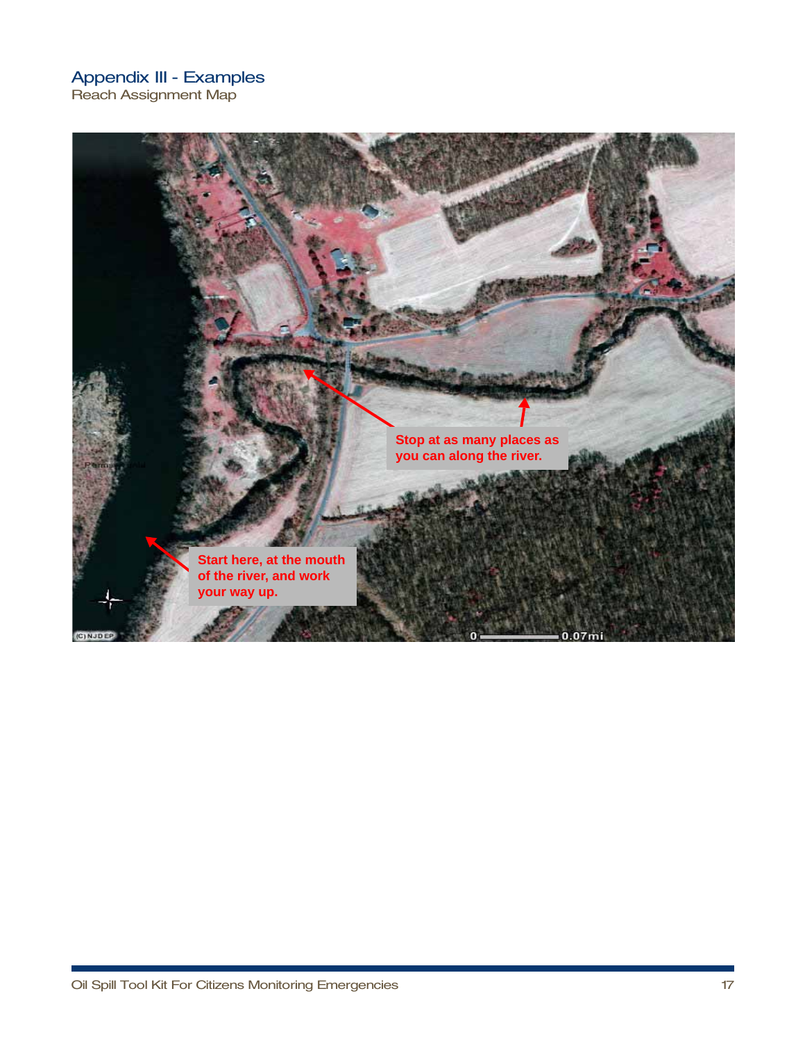## Appendix III - Examples

Reach Assignment Map

Stop at as many places as you can along the river.

Start here, at the mouth of the river, and work your way up.

(C) NJDEP

0 0.07mi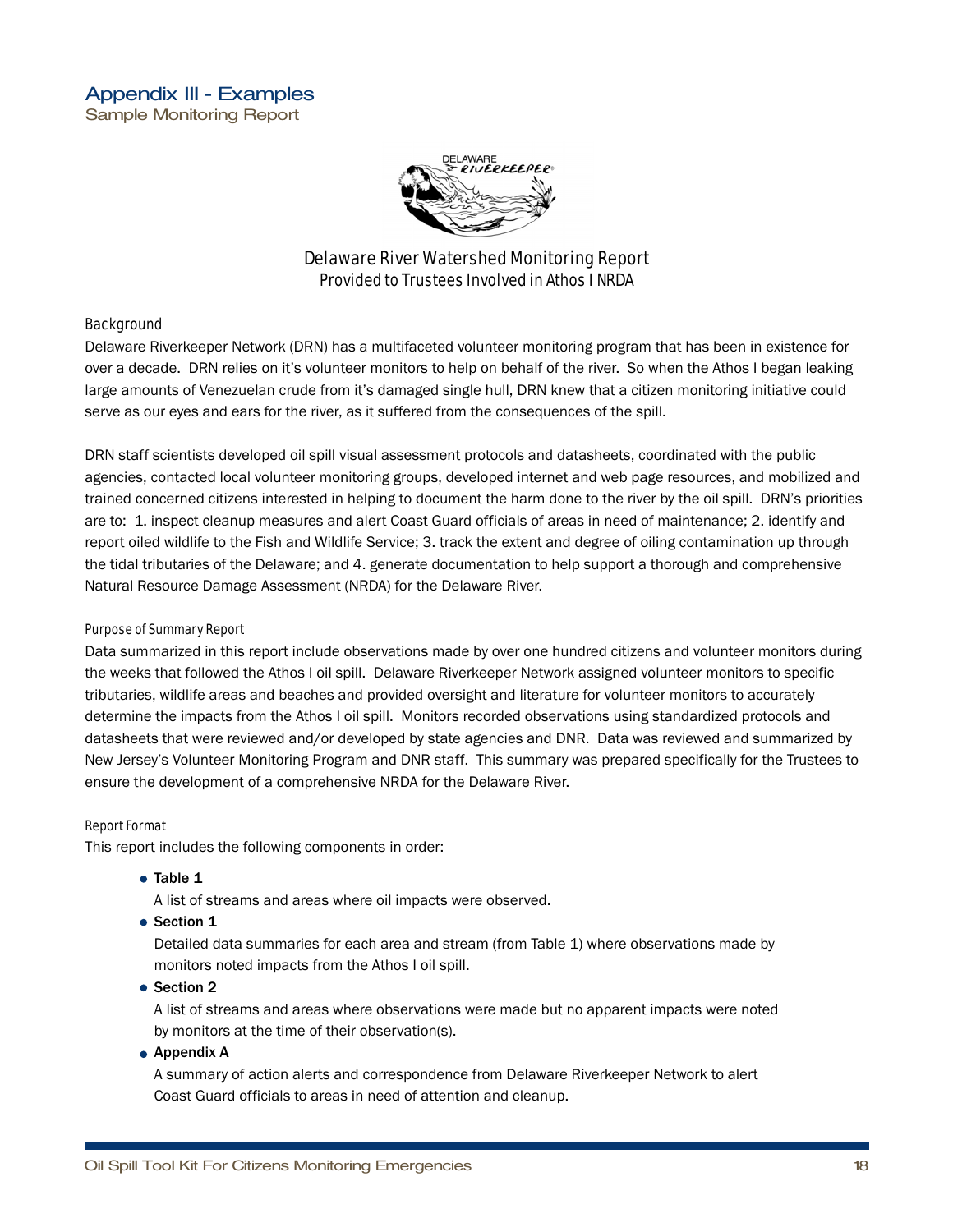## Appendix III - Examples

### Sample Monitoring Report

DELAWARE RIVERKEEPER

### Delaware River Watershed Monitoring Report
Provided to Trustees Involved in Athos I NRDA

#### Background

Delaware Riverkeeper Network (DRN) has a multifaceted volunteer monitoring program that has been in existence for over a decade. DRN relies on it's volunteer monitors to help on behalf of the river. So when the Athos I began leaking large amounts of Venezuelan crude from it's damaged single hull, DRN knew that a citizen monitoring initiative could serve as our eyes and ears for the river, as it suffered from the consequences of the spill.

DRN staff scientists developed oil spill visual assessment protocols and datasheets, coordinated with the public agencies, contacted local volunteer monitoring groups, developed internet and web page resources, and mobilized and trained concerned citizens interested in helping to document the harm done to the river by the oil spill. DRN's priorities are to: 1. inspect cleanup measures and alert Coast Guard officials of areas in need of maintenance; 2. identify and report oiled wildlife to the Fish and Wildlife Service; 3. track the extent and degree of oiling contamination up through the tidal tributaries of the Delaware; and 4. generate documentation to help support a thorough and comprehensive Natural Resource Damage Assessment (NRDA) for the Delaware River.

##### Purpose of Summary Report

Data summarized in this report include observations made by over one hundred citizens and volunteer monitors during the weeks that followed the Athos I oil spill. Delaware Riverkeeper Network assigned volunteer monitors to specific tributaries, wildlife areas and beaches and provided oversight and literature for volunteer monitors to accurately determine the impacts from the Athos I oil spill. Monitors recorded observations using standardized protocols and datasheets that were reviewed and/or developed by state agencies and DNR. Data was reviewed and summarized by New Jersey's Volunteer Monitoring Program and DNR staff. This summary was prepared specifically for the Trustees to ensure the development of a comprehensive NRDA for the Delaware River.

##### Report Format

This report includes the following components in order:

- **Table 1**
  A list of streams and areas where oil impacts were observed.
- **Section 1**
  Detailed data summaries for each area and stream (from Table 1) where observations made by monitors noted impacts from the Athos I oil spill.
- **Section 2**
  A list of streams and areas where observations were made but no apparent impacts were noted by monitors at the time of their observation(s).
- **Appendix A**
  A summary of action alerts and correspondence from Delaware Riverkeeper Network to alert Coast Guard officials to areas in need of attention and cleanup.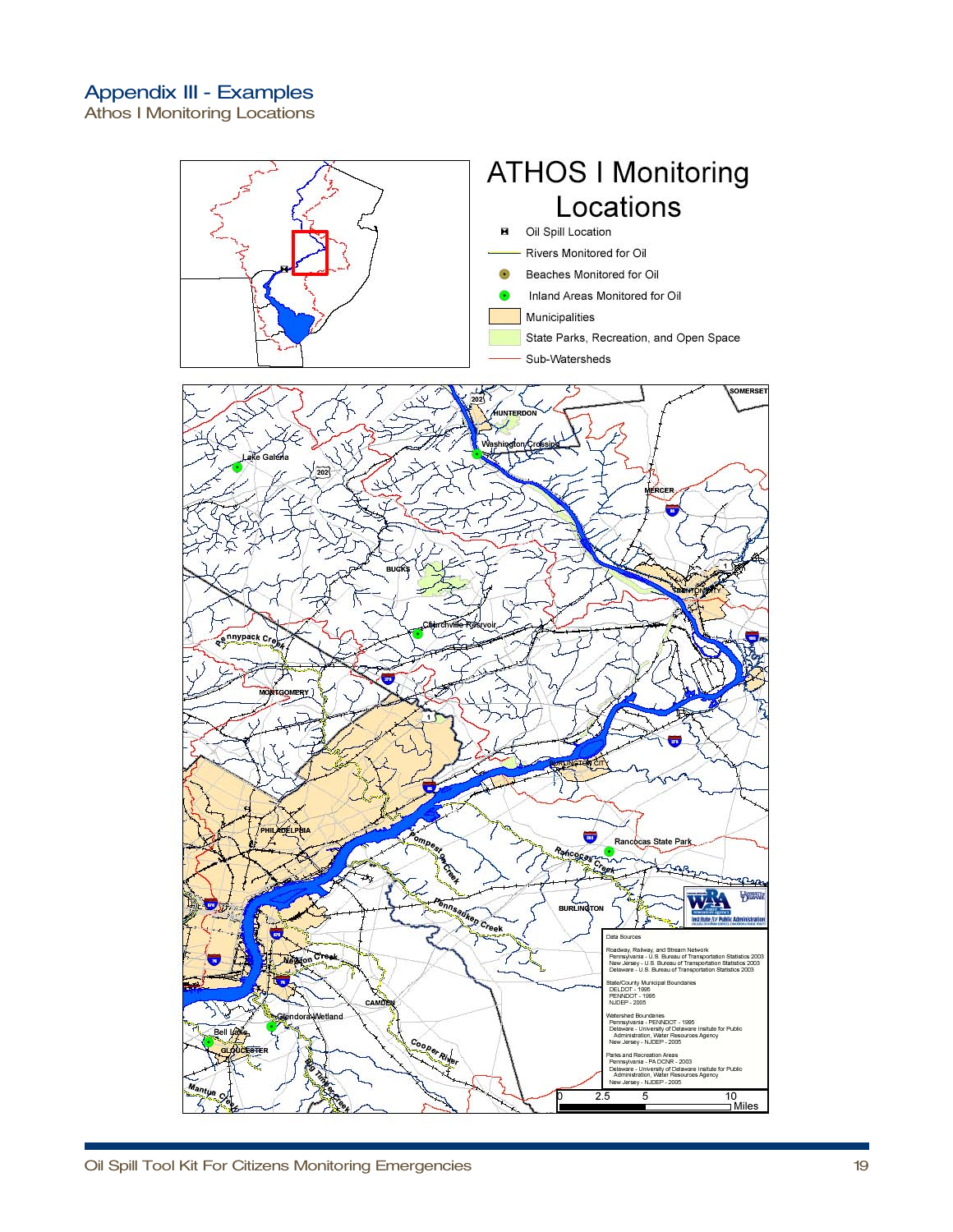# Appendix III - Examples

## Athos I Monitoring Locations

ATHOS I Monitoring Locations

- Oil Spill Location
- Rivers Monitored for Oil
- Beaches Monitored for Oil
- Inland Areas Monitored for Oil
- Municipalities
- State Parks, Recreation, and Open Space
- Sub-Watersheds

Data Sources

Roadway, Railway, and Stream Network
Pennsylvania - U.S. Bureau of Transportation Statistics 2003
New Jersey - U.S. Bureau of Transportation Statistics 2003
Delaware - U.S. Bureau of Transportation Statistics 2003

State/County Municipal Boundaries
DELDOT - 1995
PENNDOT - 1995
NJDEP - 2005

Watershed Boundaries
Pennsylvania - PENNDOT - 1995
Delaware - University of Delaware Insitute for Public Administration, Water Resources Agency
New Jersey - NJDEP - 2005

Parks and Recreation Areas
Pennsylvania - PA DCNR - 2003
Delaware - University of Delaware Insitute for Public Administration, Water Resources Agency
New Jersey - NJDEP - 2005

0 2.5 5 10 Miles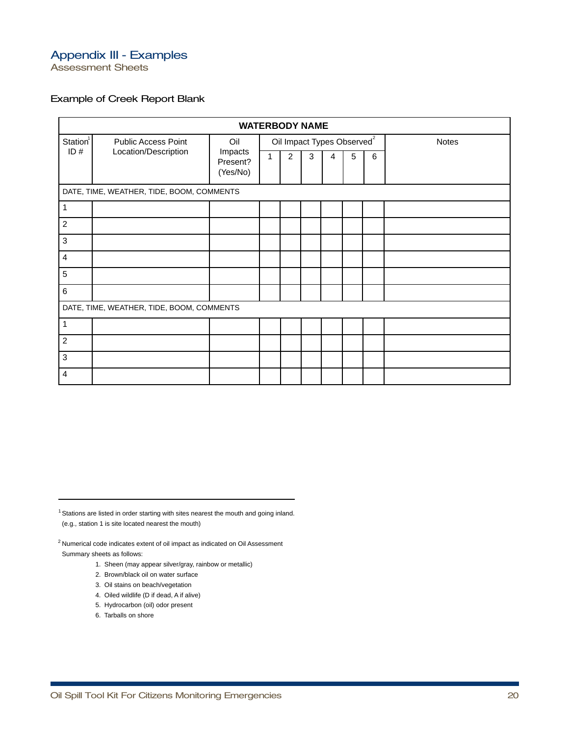# Appendix III - Examples

## Assessment Sheets

### Example of Creek Report Blank

| WATERBODY NAME | | | | | | | | | |
|---|---|---|---|---|---|---|---|---|---|
| Station[1] ID # | Public Access Point Location/Description | Oil Impacts Present? (Yes/No) | Oil Impact Types Observed[2] | | | | | | Notes |
| | | | 1 | 2 | 3 | 4 | 5 | 6 | |
| DATE, TIME, WEATHER, TIDE, BOOM, COMMENTS | | | | | | | | | |
| 1 | | | | | | | | | |
| 2 | | | | | | | | | |
| 3 | | | | | | | | | |
| 4 | | | | | | | | | |
| 5 | | | | | | | | | |
| 6 | | | | | | | | | |
| DATE, TIME, WEATHER, TIDE, BOOM, COMMENTS | | | | | | | | | |
| 1 | | | | | | | | | |
| 2 | | | | | | | | | |
| 3 | | | | | | | | | |
| 4 | | | | | | | | | |

[1] Stations are listed in order starting with sites nearest the mouth and going inland. (e.g., station 1 is site located nearest the mouth)

[2] Numerical code indicates extent of oil impact as indicated on Oil Assessment Summary sheets as follows:

1. Sheen (may appear silver/gray, rainbow or metallic)
2. Brown/black oil on water surface
3. Oil stains on beach/vegetation
4. Oiled wildlife (D if dead, A if alive)
5. Hydrocarbon (oil) odor present
6. Tarballs on shore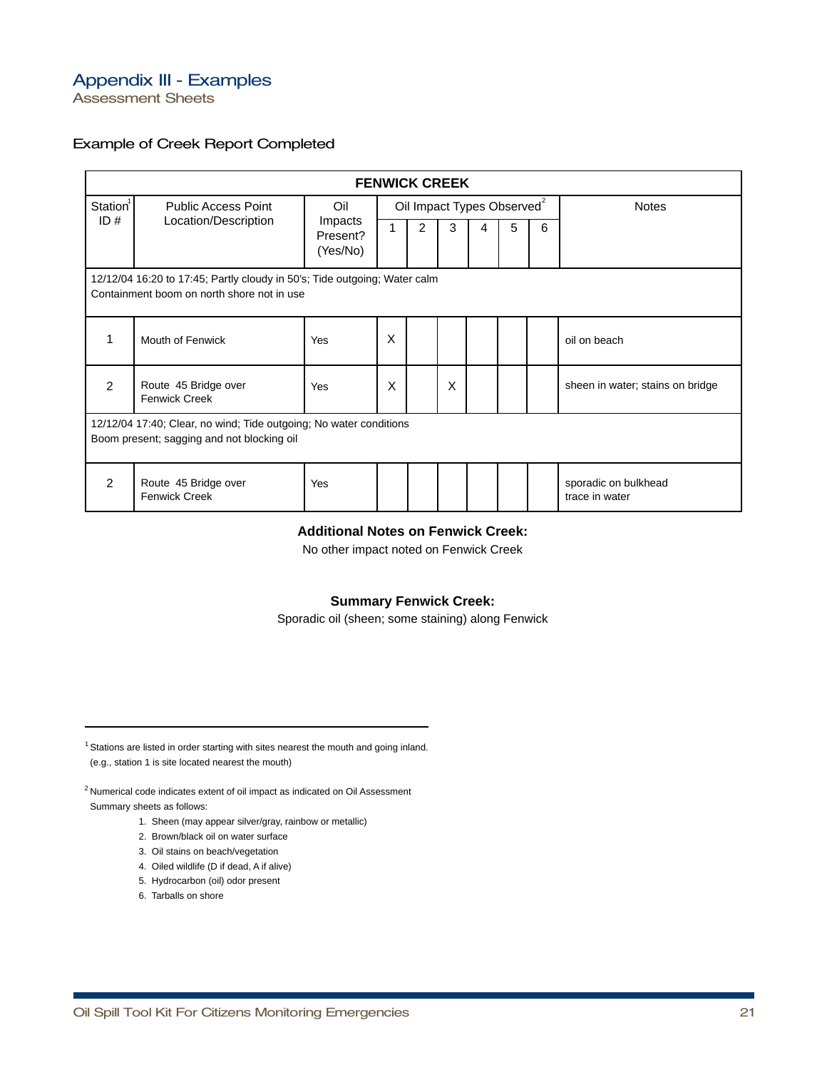# Appendix III - Examples

## Assessment Sheets

### Example of Creek Report Completed

| FENWICK CREEK | | | | | | | | | |
|---|---|---|---|---|---|---|---|---|---|
| Station[1] ID # | Public Access Point Location/Description | Oil Impacts Present? (Yes/No) | Oil Impact Types Observed[2] | | | | | | Notes |
| | | | 1 | 2 | 3 | 4 | 5 | 6 | |
| 12/12/04 16:20 to 17:45; Partly cloudy in 50's; Tide outgoing; Water calm Containment boom on north shore not in use | | | | | | | | | |
| 1 | Mouth of Fenwick | Yes | X | | | | | | oil on beach |
| 2 | Route 45 Bridge over Fenwick Creek | Yes | X | | X | | | | sheen in water; stains on bridge |
| 12/12/04 17:40; Clear, no wind; Tide outgoing; No water conditions Boom present; sagging and not blocking oil | | | | | | | | | |
| 2 | Route 45 Bridge over Fenwick Creek | Yes | | | | | | | sporadic on bulkhead trace in water |

**Additional Notes on Fenwick Creek:**

No other impact noted on Fenwick Creek

**Summary Fenwick Creek:**

Sporadic oil (sheen; some staining) along Fenwick

---

[1] Stations are listed in order starting with sites nearest the mouth and going inland. (e.g., station 1 is site located nearest the mouth)

[2] Numerical code indicates extent of oil impact as indicated on Oil Assessment Summary sheets as follows:

1. Sheen (may appear silver/gray, rainbow or metallic)
2. Brown/black oil on water surface
3. Oil stains on beach/vegetation
4. Oiled wildlife (D if dead, A if alive)
5. Hydrocarbon (oil) odor present
6. Tarballs on shore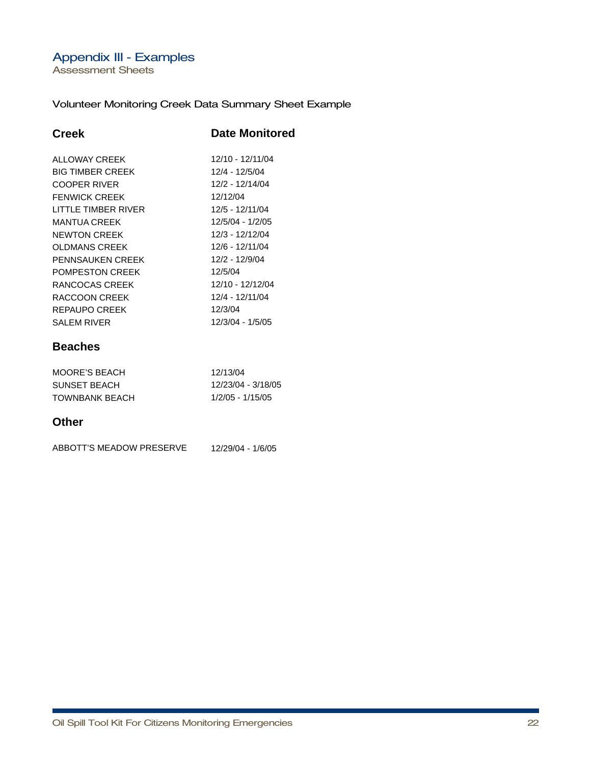# Appendix III - Examples

## Assessment Sheets

Volunteer Monitoring Creek Data Summary Sheet Example

| Creek | Date Monitored |
|---|---|
| ALLOWAY CREEK | 12/10 - 12/11/04 |
| BIG TIMBER CREEK | 12/4 - 12/5/04 |
| COOPER RIVER | 12/2 - 12/14/04 |
| FENWICK CREEK | 12/12/04 |
| LITTLE TIMBER RIVER | 12/5 - 12/11/04 |
| MANTUA CREEK | 12/5/04 - 1/2/05 |
| NEWTON CREEK | 12/3 - 12/12/04 |
| OLDMANS CREEK | 12/6 - 12/11/04 |
| PENNSAUKEN CREEK | 12/2 - 12/9/04 |
| POMPESTON CREEK | 12/5/04 |
| RANCOCAS CREEK | 12/10 - 12/12/04 |
| RACCOON CREEK | 12/4 - 12/11/04 |
| REPAUPO CREEK | 12/3/04 |
| SALEM RIVER | 12/3/04 - 1/5/05 |

### Beaches

| | |
|---|---|
| MOORE'S BEACH | 12/13/04 |
| SUNSET BEACH | 12/23/04 - 3/18/05 |
| TOWNBANK BEACH | 1/2/05 - 1/15/05 |

### Other

| | |
|---|---|
| ABBOTT'S MEADOW PRESERVE | 12/29/04 - 1/6/05 |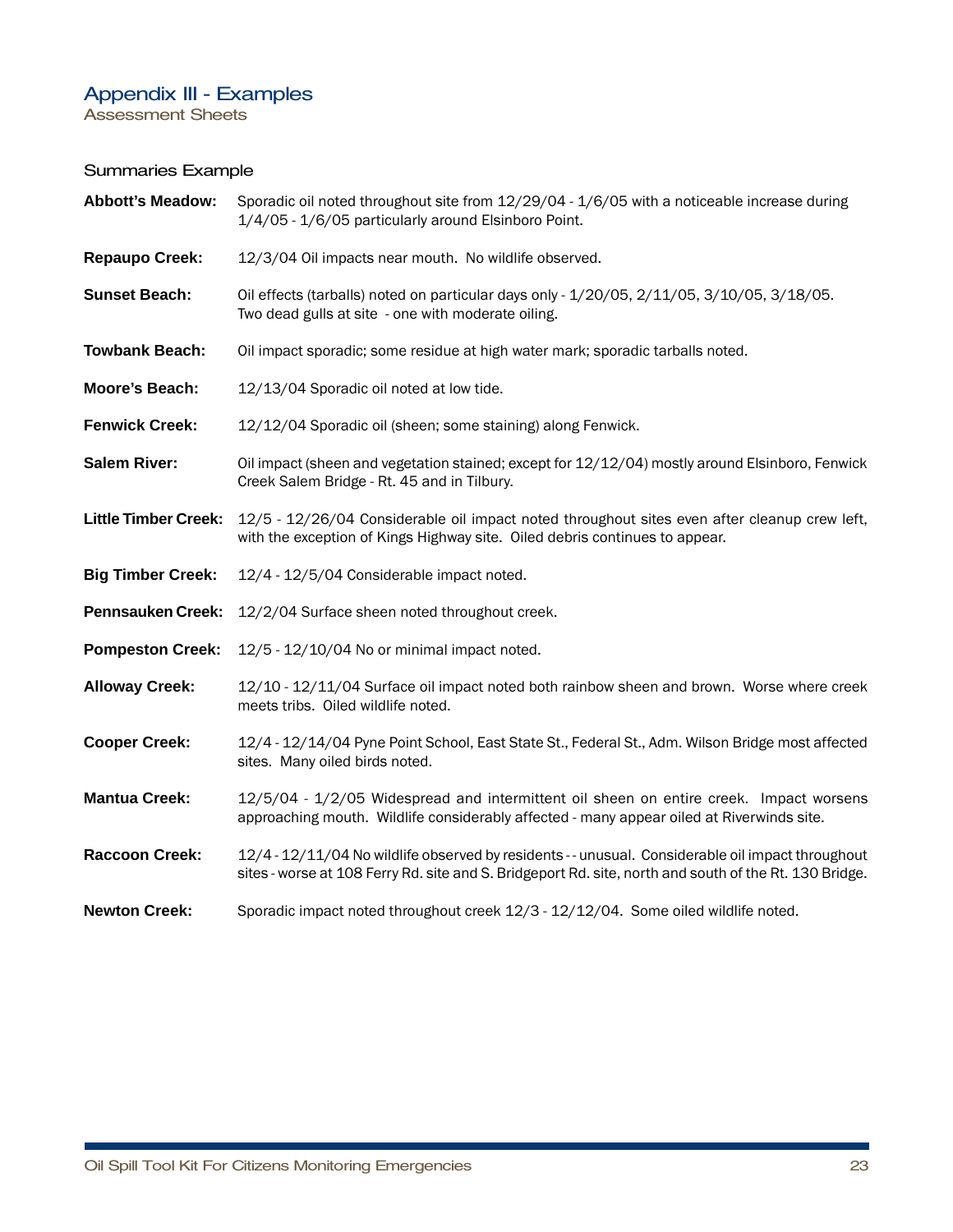# Appendix III - Examples

## Assessment Sheets

### Summaries Example

**Abbott's Meadow:** Sporadic oil noted throughout site from 12/29/04 - 1/6/05 with a noticeable increase during 1/4/05 - 1/6/05 particularly around Elsinboro Point.

**Repaupo Creek:** 12/3/04 Oil impacts near mouth. No wildlife observed.

**Sunset Beach:** Oil effects (tarballs) noted on particular days only - 1/20/05, 2/11/05, 3/10/05, 3/18/05. Two dead gulls at site - one with moderate oiling.

**Towbank Beach:** Oil impact sporadic; some residue at high water mark; sporadic tarballs noted.

**Moore's Beach:** 12/13/04 Sporadic oil noted at low tide.

**Fenwick Creek:** 12/12/04 Sporadic oil (sheen; some staining) along Fenwick.

**Salem River:** Oil impact (sheen and vegetation stained; except for 12/12/04) mostly around Elsinboro, Fenwick Creek Salem Bridge - Rt. 45 and in Tilbury.

**Little Timber Creek:** 12/5 - 12/26/04 Considerable oil impact noted throughout sites even after cleanup crew left, with the exception of Kings Highway site. Oiled debris continues to appear.

**Big Timber Creek:** 12/4 - 12/5/04 Considerable impact noted.

**Pennsauken Creek:** 12/2/04 Surface sheen noted throughout creek.

**Pompeston Creek:** 12/5 - 12/10/04 No or minimal impact noted.

**Alloway Creek:** 12/10 - 12/11/04 Surface oil impact noted both rainbow sheen and brown. Worse where creek meets tribs. Oiled wildlife noted.

**Cooper Creek:** 12/4 - 12/14/04 Pyne Point School, East State St., Federal St., Adm. Wilson Bridge most affected sites. Many oiled birds noted.

**Mantua Creek:** 12/5/04 - 1/2/05 Widespread and intermittent oil sheen on entire creek. Impact worsens approaching mouth. Wildlife considerably affected - many appear oiled at Riverwinds site.

**Raccoon Creek:** 12/4 - 12/11/04 No wildlife observed by residents -- unusual. Considerable oil impact throughout sites - worse at 108 Ferry Rd. site and S. Bridgeport Rd. site, north and south of the Rt. 130 Bridge.

**Newton Creek:** Sporadic impact noted throughout creek 12/3 - 12/12/04. Some oiled wildlife noted.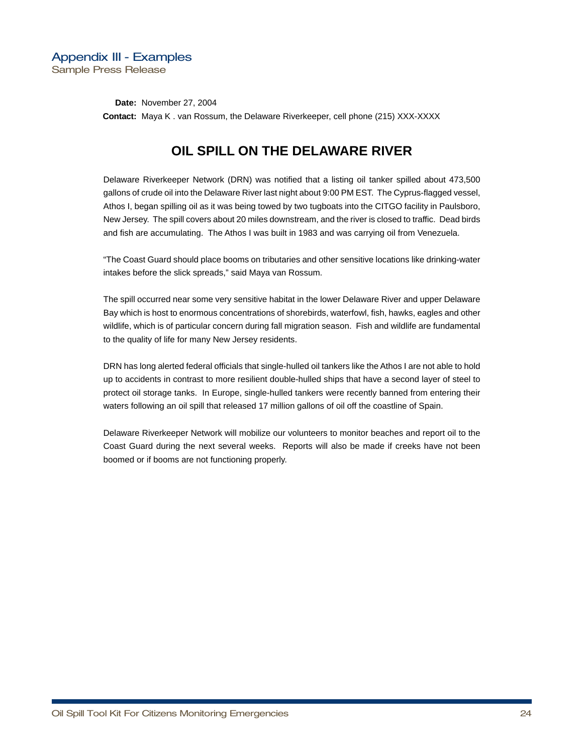## Appendix III - Examples

### Sample Press Release

**Date:** November 27, 2004

**Contact:** Maya K . van Rossum, the Delaware Riverkeeper, cell phone (215) XXX-XXXX

# OIL SPILL ON THE DELAWARE RIVER

Delaware Riverkeeper Network (DRN) was notified that a listing oil tanker spilled about 473,500 gallons of crude oil into the Delaware River last night about 9:00 PM EST. The Cyprus-flagged vessel, Athos I, began spilling oil as it was being towed by two tugboats into the CITGO facility in Paulsboro, New Jersey. The spill covers about 20 miles downstream, and the river is closed to traffic. Dead birds and fish are accumulating. The Athos I was built in 1983 and was carrying oil from Venezuela.

"The Coast Guard should place booms on tributaries and other sensitive locations like drinking-water intakes before the slick spreads," said Maya van Rossum.

The spill occurred near some very sensitive habitat in the lower Delaware River and upper Delaware Bay which is host to enormous concentrations of shorebirds, waterfowl, fish, hawks, eagles and other wildlife, which is of particular concern during fall migration season. Fish and wildlife are fundamental to the quality of life for many New Jersey residents.

DRN has long alerted federal officials that single-hulled oil tankers like the Athos I are not able to hold up to accidents in contrast to more resilient double-hulled ships that have a second layer of steel to protect oil storage tanks. In Europe, single-hulled tankers were recently banned from entering their waters following an oil spill that released 17 million gallons of oil off the coastline of Spain.

Delaware Riverkeeper Network will mobilize our volunteers to monitor beaches and report oil to the Coast Guard during the next several weeks. Reports will also be made if creeks have not been boomed or if booms are not functioning properly.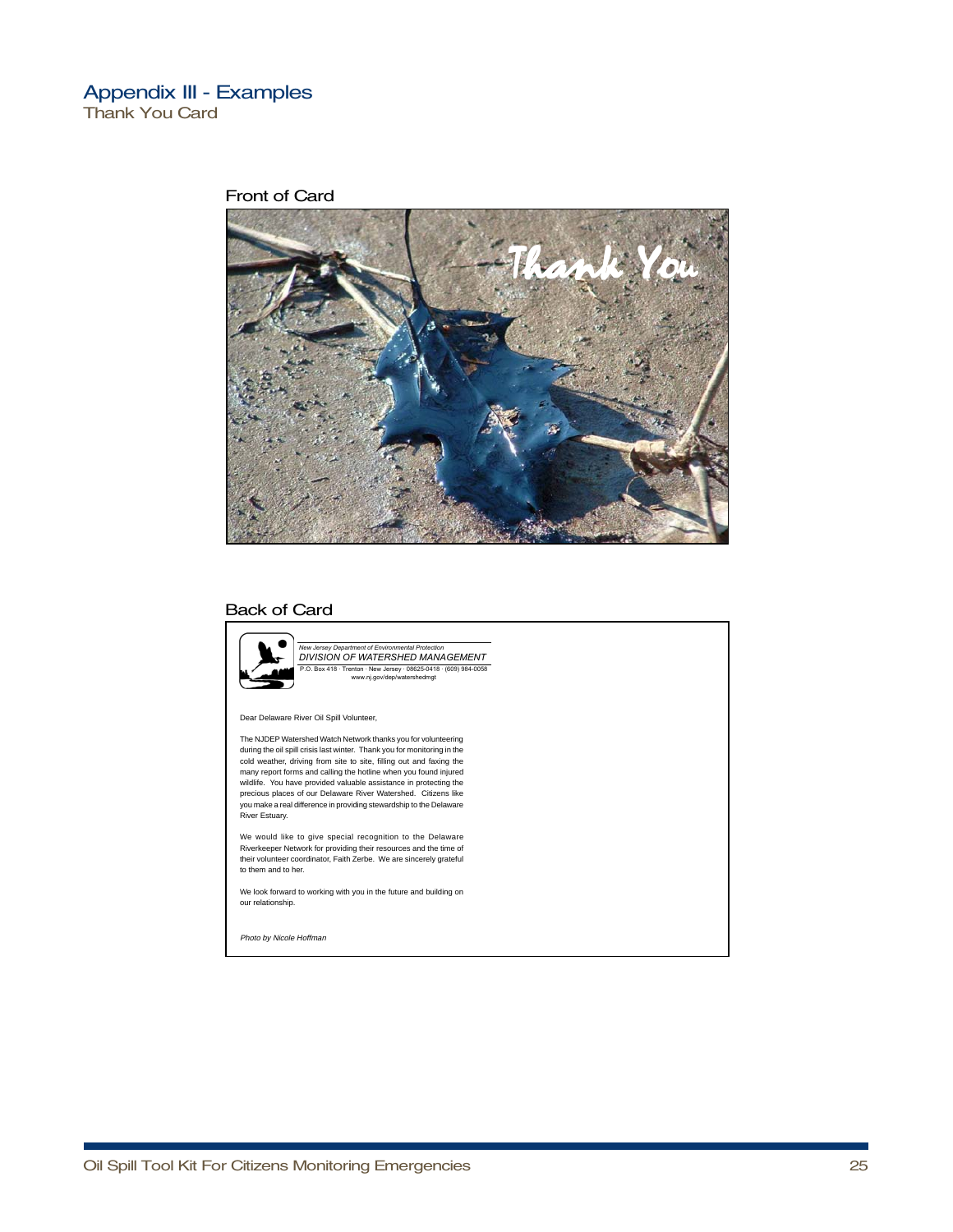# Appendix III - Examples

## Thank You Card

Front of Card

Thank You

Back of Card

*New Jersey Department of Environmental Protection*

*DIVISION OF WATERSHED MANAGEMENT*

P.O. Box 418 · Trenton · New Jersey · 08625-0418 · (609) 984-0058

www.nj.gov/dep/watershedmgt

Dear Delaware River Oil Spill Volunteer,

The NJDEP Watershed Watch Network thanks you for volunteering during the oil spill crisis last winter. Thank you for monitoring in the cold weather, driving from site to site, filling out and faxing the many report forms and calling the hotline when you found injured wildlife. You have provided valuable assistance in protecting the precious places of our Delaware River Watershed. Citizens like you make a real difference in providing stewardship to the Delaware River Estuary.

We would like to give special recognition to the Delaware Riverkeeper Network for providing their resources and the time of their volunteer coordinator, Faith Zerbe. We are sincerely grateful to them and to her.

We look forward to working with you in the future and building on our relationship.

*Photo by Nicole Hoffman*